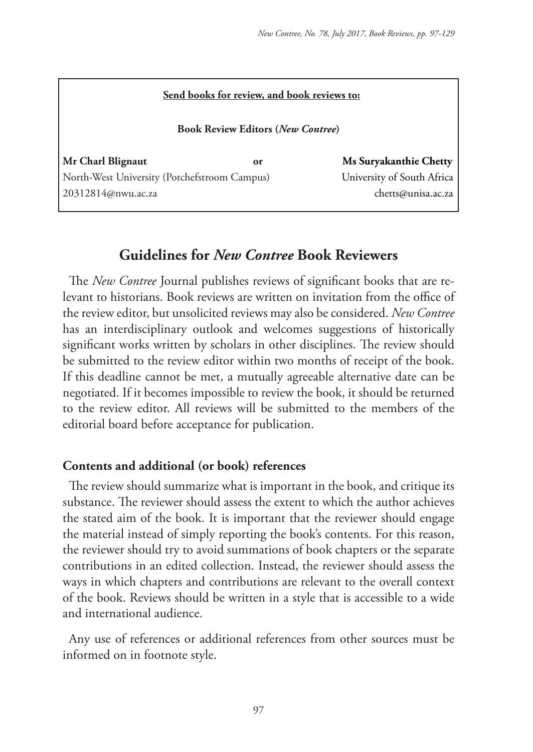**Send books for review, and book reviews to:**

**Book Review Editors (*New Contree*)**

**Mr Charl Blignaut** or **Ms Suryakanthie Chetty**

North-West University (Potchefstroom Campus)
20312814@nwu.ac.za

University of South Africa
chetts@unisa.ac.za

## Guidelines for *New Contree* Book Reviewers

The *New Contree* Journal publishes reviews of significant books that are relevant to historians. Book reviews are written on invitation from the office of the review editor, but unsolicited reviews may also be considered. *New Contree* has an interdisciplinary outlook and welcomes suggestions of historically significant works written by scholars in other disciplines. The review should be submitted to the review editor within two months of receipt of the book. If this deadline cannot be met, a mutually agreeable alternative date can be negotiated. If it becomes impossible to review the book, it should be returned to the review editor. All reviews will be submitted to the members of the editorial board before acceptance for publication.

### Contents and additional (or book) references

The review should summarize what is important in the book, and critique its substance. The reviewer should assess the extent to which the author achieves the stated aim of the book. It is important that the reviewer should engage the material instead of simply reporting the book's contents. For this reason, the reviewer should try to avoid summations of book chapters or the separate contributions in an edited collection. Instead, the reviewer should assess the ways in which chapters and contributions are relevant to the overall context of the book. Reviews should be written in a style that is accessible to a wide and international audience.

Any use of references or additional references from other sources must be informed on in footnote style.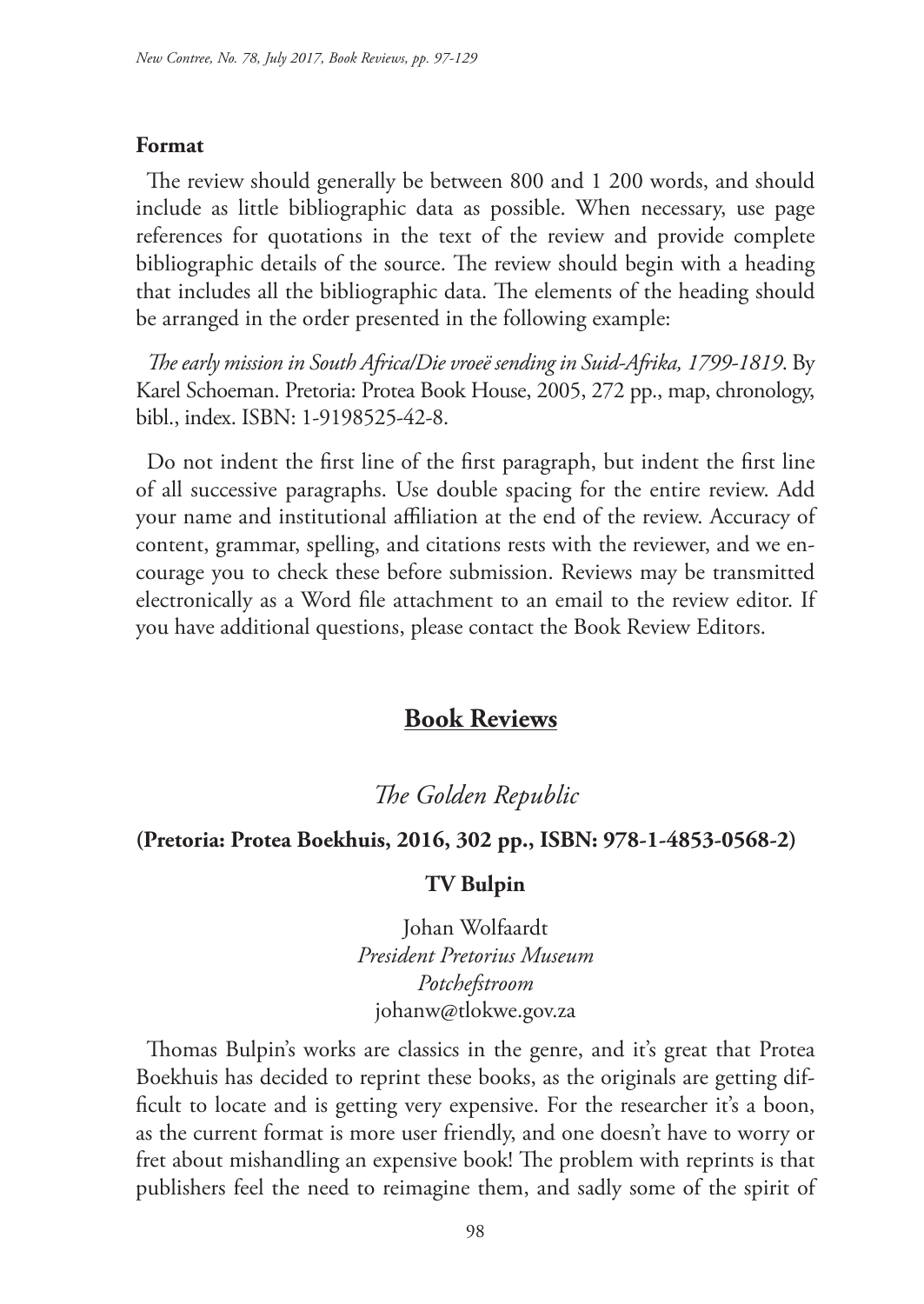## Format

The review should generally be between 800 and 1 200 words, and should include as little bibliographic data as possible. When necessary, use page references for quotations in the text of the review and provide complete bibliographic details of the source. The review should begin with a heading that includes all the bibliographic data. The elements of the heading should be arranged in the order presented in the following example:

*The early mission in South Africa/Die vroeë sending in Suid-Afrika, 1799-1819*. By Karel Schoeman. Pretoria: Protea Book House, 2005, 272 pp., map, chronology, bibl., index. ISBN: 1-9198525-42-8.

Do not indent the first line of the first paragraph, but indent the first line of all successive paragraphs. Use double spacing for the entire review. Add your name and institutional affiliation at the end of the review. Accuracy of content, grammar, spelling, and citations rests with the reviewer, and we encourage you to check these before submission. Reviews may be transmitted electronically as a Word file attachment to an email to the review editor. If you have additional questions, please contact the Book Review Editors.

# Book Reviews

## *The Golden Republic*

**(Pretoria: Protea Boekhuis, 2016, 302 pp., ISBN: 978-1-4853-0568-2)**

**TV Bulpin**

Johan Wolfaardt
*President Pretorius Museum*
*Potchefstroom*
johanw@tlokwe.gov.za

Thomas Bulpin's works are classics in the genre, and it's great that Protea Boekhuis has decided to reprint these books, as the originals are getting difficult to locate and is getting very expensive. For the researcher it's a boon, as the current format is more user friendly, and one doesn't have to worry or fret about mishandling an expensive book! The problem with reprints is that publishers feel the need to reimagine them, and sadly some of the spirit of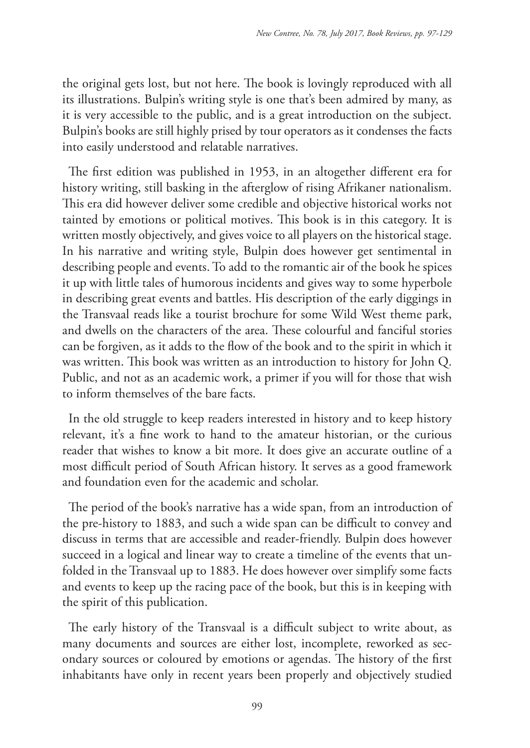the original gets lost, but not here. The book is lovingly reproduced with all its illustrations. Bulpin's writing style is one that's been admired by many, as it is very accessible to the public, and is a great introduction on the subject. Bulpin's books are still highly prised by tour operators as it condenses the facts into easily understood and relatable narratives.

The first edition was published in 1953, in an altogether different era for history writing, still basking in the afterglow of rising Afrikaner nationalism. This era did however deliver some credible and objective historical works not tainted by emotions or political motives. This book is in this category. It is written mostly objectively, and gives voice to all players on the historical stage. In his narrative and writing style, Bulpin does however get sentimental in describing people and events. To add to the romantic air of the book he spices it up with little tales of humorous incidents and gives way to some hyperbole in describing great events and battles. His description of the early diggings in the Transvaal reads like a tourist brochure for some Wild West theme park, and dwells on the characters of the area. These colourful and fanciful stories can be forgiven, as it adds to the flow of the book and to the spirit in which it was written. This book was written as an introduction to history for John Q. Public, and not as an academic work, a primer if you will for those that wish to inform themselves of the bare facts.

In the old struggle to keep readers interested in history and to keep history relevant, it's a fine work to hand to the amateur historian, or the curious reader that wishes to know a bit more. It does give an accurate outline of a most difficult period of South African history. It serves as a good framework and foundation even for the academic and scholar.

The period of the book's narrative has a wide span, from an introduction of the pre-history to 1883, and such a wide span can be difficult to convey and discuss in terms that are accessible and reader-friendly. Bulpin does however succeed in a logical and linear way to create a timeline of the events that unfolded in the Transvaal up to 1883. He does however over simplify some facts and events to keep up the racing pace of the book, but this is in keeping with the spirit of this publication.

The early history of the Transvaal is a difficult subject to write about, as many documents and sources are either lost, incomplete, reworked as secondary sources or coloured by emotions or agendas. The history of the first inhabitants have only in recent years been properly and objectively studied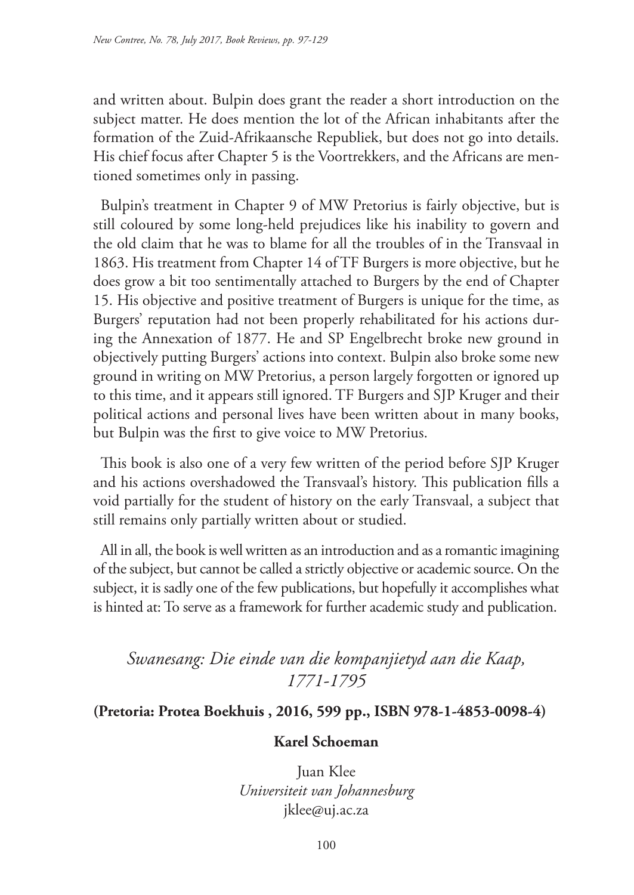and written about. Bulpin does grant the reader a short introduction on the subject matter. He does mention the lot of the African inhabitants after the formation of the Zuid-Afrikaansche Republiek, but does not go into details. His chief focus after Chapter 5 is the Voortrekkers, and the Africans are mentioned sometimes only in passing.

Bulpin's treatment in Chapter 9 of MW Pretorius is fairly objective, but is still coloured by some long-held prejudices like his inability to govern and the old claim that he was to blame for all the troubles of in the Transvaal in 1863. His treatment from Chapter 14 of TF Burgers is more objective, but he does grow a bit too sentimentally attached to Burgers by the end of Chapter 15. His objective and positive treatment of Burgers is unique for the time, as Burgers' reputation had not been properly rehabilitated for his actions during the Annexation of 1877. He and SP Engelbrecht broke new ground in objectively putting Burgers' actions into context. Bulpin also broke some new ground in writing on MW Pretorius, a person largely forgotten or ignored up to this time, and it appears still ignored. TF Burgers and SJP Kruger and their political actions and personal lives have been written about in many books, but Bulpin was the first to give voice to MW Pretorius.

This book is also one of a very few written of the period before SJP Kruger and his actions overshadowed the Transvaal's history. This publication fills a void partially for the student of history on the early Transvaal, a subject that still remains only partially written about or studied.

All in all, the book is well written as an introduction and as a romantic imagining of the subject, but cannot be called a strictly objective or academic source. On the subject, it is sadly one of the few publications, but hopefully it accomplishes what is hinted at: To serve as a framework for further academic study and publication.

## *Swanesang: Die einde van die kompanjietyd aan die Kaap, 1771-1795*

**(Pretoria: Protea Boekhuis , 2016, 599 pp., ISBN 978-1-4853-0098-4)**

**Karel Schoeman**

Juan Klee
*Universiteit van Johannesburg*
jklee@uj.ac.za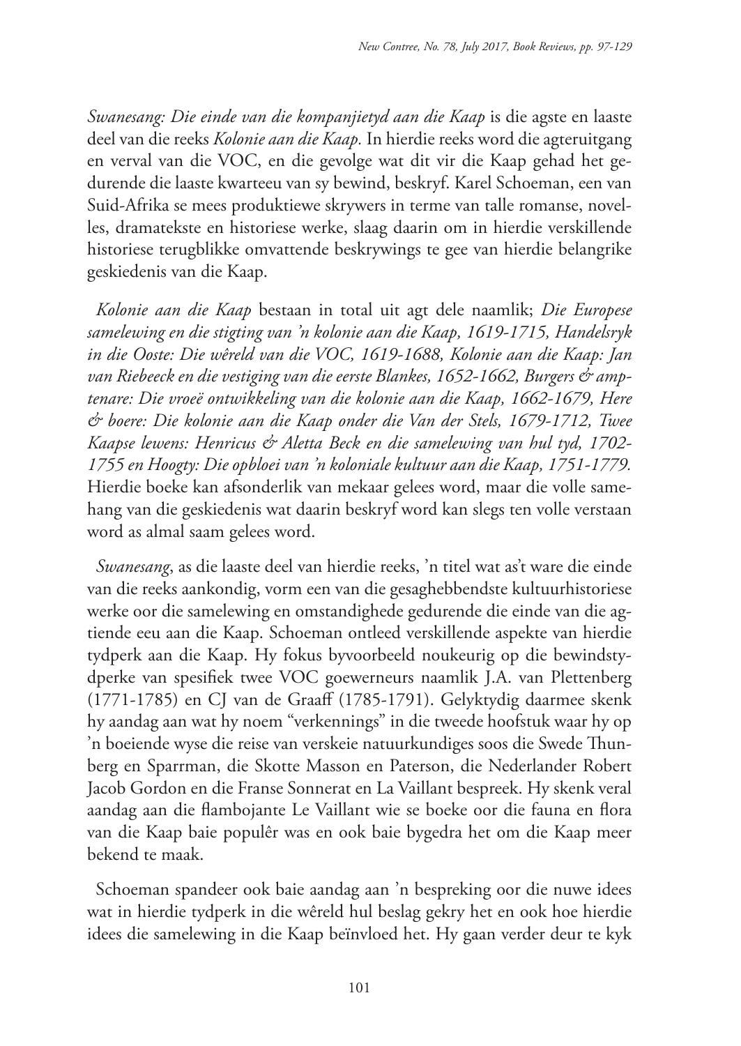*Swanesang: Die einde van die kompanjietyd aan die Kaap* is die agste en laaste deel van die reeks *Kolonie aan die Kaap.* In hierdie reeks word die agteruitgang en verval van die VOC, en die gevolge wat dit vir die Kaap gehad het gedurende die laaste kwarteeu van sy bewind, beskryf. Karel Schoeman, een van Suid-Afrika se mees produktiewe skrywers in terme van talle romanse, novelles, dramatekste en historiese werke, slaag daarin om in hierdie verskillende historiese terugblikke omvattende beskrywings te gee van hierdie belangrike geskiedenis van die Kaap.

*Kolonie aan die Kaap* bestaan in total uit agt dele naamlik; *Die Europese samelewing en die stigting van 'n kolonie aan die Kaap, 1619-1715, Handelsryk in die Ooste: Die wêreld van die VOC, 1619-1688, Kolonie aan die Kaap: Jan van Riebeeck en die vestiging van die eerste Blankes, 1652-1662, Burgers & amptenare: Die vroeë ontwikkeling van die kolonie aan die Kaap, 1662-1679, Here & boere: Die kolonie aan die Kaap onder die Van der Stels, 1679-1712, Twee Kaapse lewens: Henricus & Aletta Beck en die samelewing van hul tyd, 1702-1755 en Hoogty: Die opbloei van 'n koloniale kultuur aan die Kaap, 1751-1779.* Hierdie boeke kan afsonderlik van mekaar gelees word, maar die volle samehang van die geskiedenis wat daarin beskryf word kan slegs ten volle verstaan word as almal saam gelees word.

*Swanesang*, as die laaste deel van hierdie reeks, 'n titel wat as't ware die einde van die reeks aankondig, vorm een van die gesaghebbendste kultuurhistoriese werke oor die samelewing en omstandighede gedurende die einde van die agtiende eeu aan die Kaap. Schoeman ontleed verskillende aspekte van hierdie tydperk aan die Kaap. Hy fokus byvoorbeeld noukeurig op die bewindstydperke van spesifiek twee VOC goewerneurs naamlik J.A. van Plettenberg (1771-1785) en CJ van de Graaff (1785-1791). Gelyktydig daarmee skenk hy aandag aan wat hy noem "verkennings" in die tweede hoofstuk waar hy op 'n boeiende wyse die reise van verskeie natuurkundiges soos die Swede Thunberg en Sparrman, die Skotte Masson en Paterson, die Nederlander Robert Jacob Gordon en die Franse Sonnerat en La Vaillant bespreek. Hy skenk veral aandag aan die flambojante Le Vaillant wie se boeke oor die fauna en flora van die Kaap baie populêr was en ook baie bygedra het om die Kaap meer bekend te maak.

Schoeman spandeer ook baie aandag aan 'n bespreking oor die nuwe idees wat in hierdie tydperk in die wêreld hul beslag gekry het en ook hoe hierdie idees die samelewing in die Kaap beïnvloed het. Hy gaan verder deur te kyk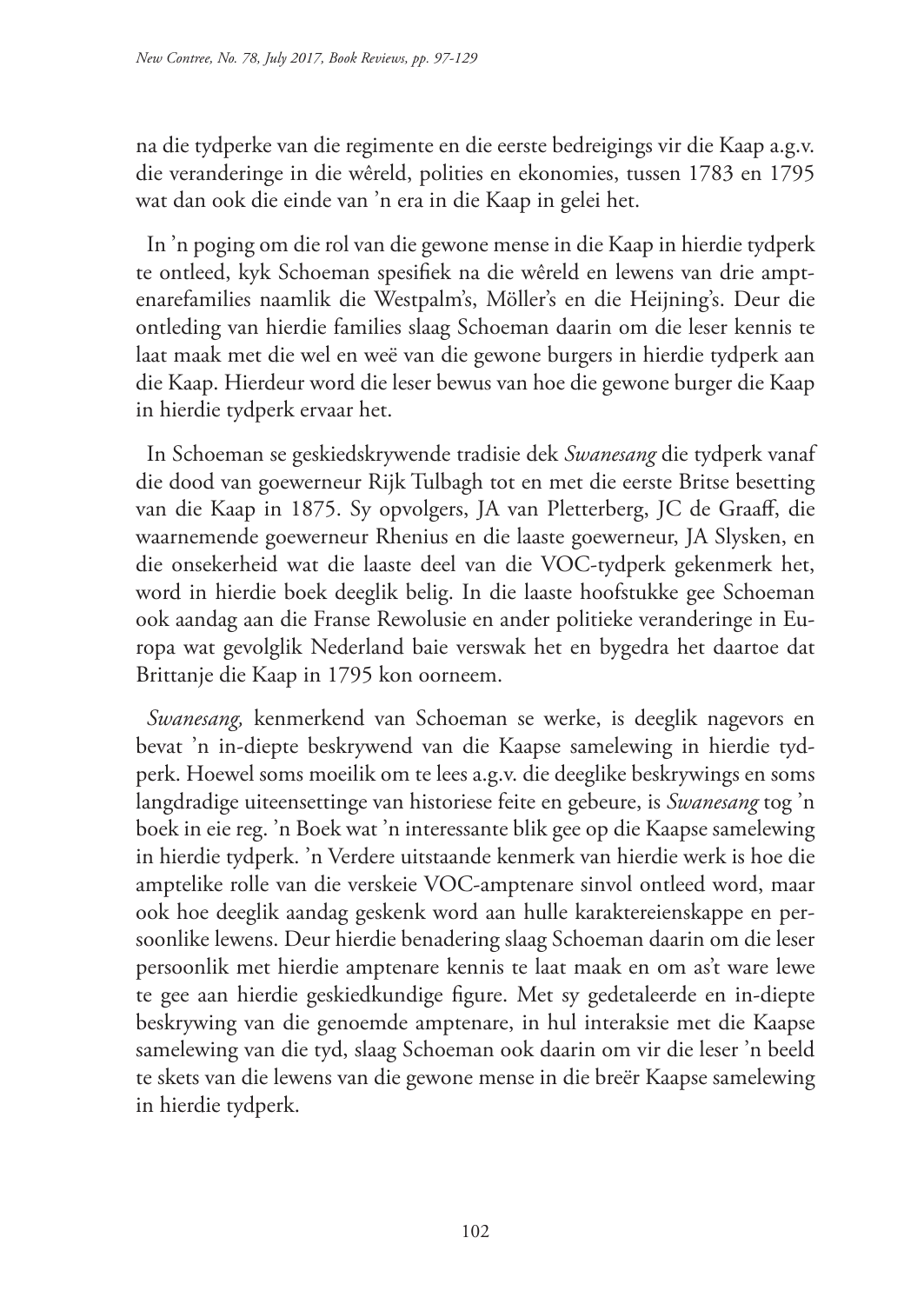na die tydperke van die regimente en die eerste bedreigings vir die Kaap a.g.v. die veranderinge in die wêreld, polities en ekonomies, tussen 1783 en 1795 wat dan ook die einde van 'n era in die Kaap in gelei het.

In 'n poging om die rol van die gewone mense in die Kaap in hierdie tydperk te ontleed, kyk Schoeman spesifiek na die wêreld en lewens van drie amptenarefamilies naamlik die Westpalm's, Möller's en die Heijning's. Deur die ontleding van hierdie families slaag Schoeman daarin om die leser kennis te laat maak met die wel en weë van die gewone burgers in hierdie tydperk aan die Kaap. Hierdeur word die leser bewus van hoe die gewone burger die Kaap in hierdie tydperk ervaar het.

In Schoeman se geskiedskrywende tradisie dek *Swanesang* die tydperk vanaf die dood van goewerneur Rijk Tulbagh tot en met die eerste Britse besetting van die Kaap in 1875. Sy opvolgers, JA van Pletterberg, JC de Graaff, die waarnemende goewerneur Rhenius en die laaste goewerneur, JA Slysken, en die onsekerheid wat die laaste deel van die VOC-tydperk gekenmerk het, word in hierdie boek deeglik belig. In die laaste hoofstukke gee Schoeman ook aandag aan die Franse Rewolusie en ander politieke veranderinge in Europa wat gevolglik Nederland baie verswak het en bygedra het daartoe dat Brittanje die Kaap in 1795 kon oorneem.

*Swanesang,* kenmerkend van Schoeman se werke, is deeglik nagevors en bevat 'n in-diepte beskrywend van die Kaapse samelewing in hierdie tydperk. Hoewel soms moeilik om te lees a.g.v. die deeglike beskrywings en soms langdradige uiteensettinge van historiese feite en gebeure, is *Swanesang* tog 'n boek in eie reg. 'n Boek wat 'n interessante blik gee op die Kaapse samelewing in hierdie tydperk. 'n Verdere uitstaande kenmerk van hierdie werk is hoe die amptelike rolle van die verskeie VOC-amptenare sinvol ontleed word, maar ook hoe deeglik aandag geskenk word aan hulle karaktereienskappe en persoonlike lewens. Deur hierdie benadering slaag Schoeman daarin om die leser persoonlik met hierdie amptenare kennis te laat maak en om as't ware lewe te gee aan hierdie geskiedkundige figure. Met sy gedetaleerde en in-diepte beskrywing van die genoemde amptenare, in hul interaksie met die Kaapse samelewing van die tyd, slaag Schoeman ook daarin om vir die leser 'n beeld te skets van die lewens van die gewone mense in die breër Kaapse samelewing in hierdie tydperk.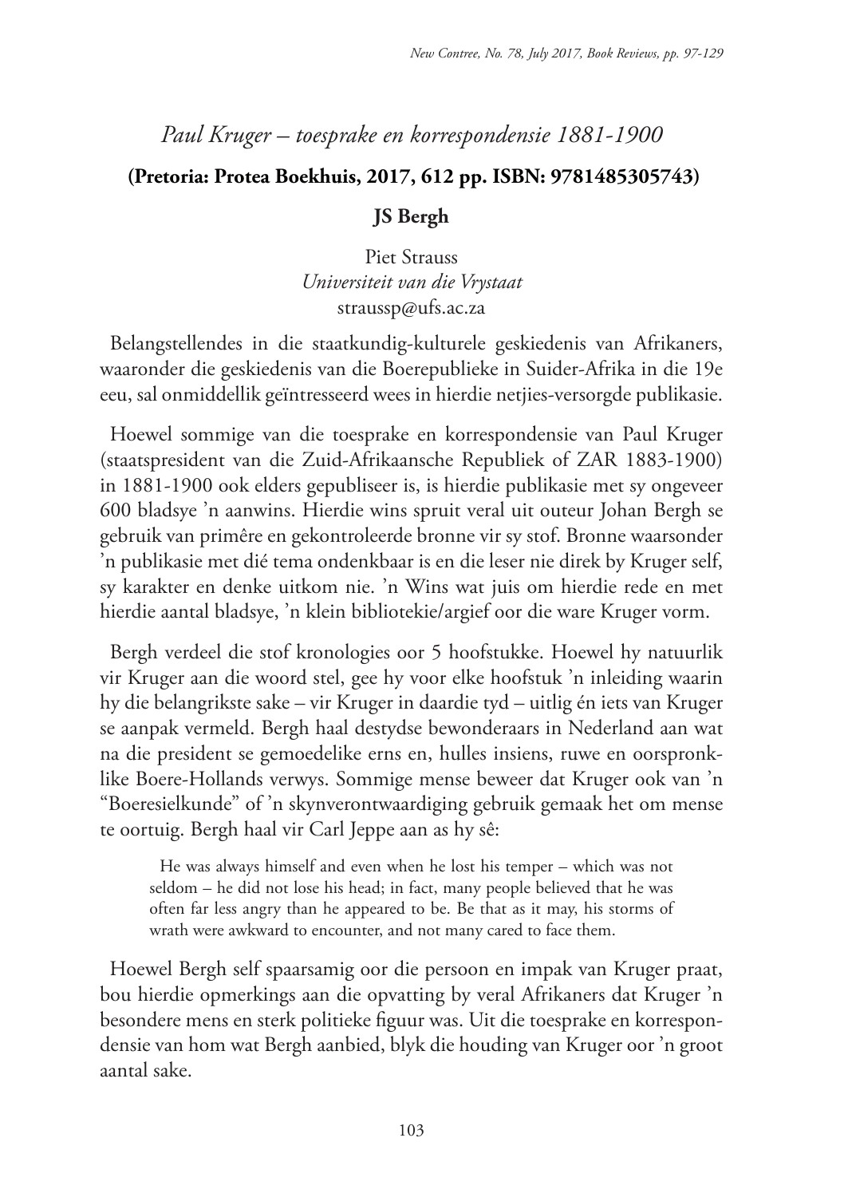## *Paul Kruger – toesprake en korrespondensie 1881-1900*

**(Pretoria: Protea Boekhuis, 2017, 612 pp. ISBN: 9781485305743)**

**JS Bergh**

Piet Strauss
*Universiteit van die Vrystaat*
strausp@ufs.ac.za

Belangstellendes in die staatkundig-kulturele geskiedenis van Afrikaners, waaronder die geskiedenis van die Boerepublieke in Suider-Afrika in die 19e eeu, sal onmiddellik geïntresseerd wees in hierdie netjies-versorgde publikasie.

Hoewel sommige van die toesprake en korrespondensie van Paul Kruger (staatspresident van die Zuid-Afrikaansche Republiek of ZAR 1883-1900) in 1881-1900 ook elders gepubliseer is, is hierdie publikasie met sy ongeveer 600 bladsye 'n aanwins. Hierdie wins spruit veral uit outeur Johan Bergh se gebruik van primêre en gekontroleerde bronne vir sy stof. Bronne waarsonder 'n publikasie met dié tema ondenkbaar is en die leser nie direk by Kruger self, sy karakter en denke uitkom nie. 'n Wins wat juis om hierdie rede en met hierdie aantal bladsye, 'n klein bibliotekie/argief oor die ware Kruger vorm.

Bergh verdeel die stof kronologies oor 5 hoofstukke. Hoewel hy natuurlik vir Kruger aan die woord stel, gee hy voor elke hoofstuk 'n inleiding waarin hy die belangrikste sake – vir Kruger in daardie tyd – uitlig én iets van Kruger se aanpak vermeld. Bergh haal destydse bewonderaars in Nederland aan wat na die president se gemoedelike erns en, hulles insiens, ruwe en oorspronklike Boere-Hollands verwys. Sommige mense beweer dat Kruger ook van 'n "Boeresielkunde" of 'n skynverontwaardiging gebruik gemaak het om mense te oortuig. Bergh haal vir Carl Jeppe aan as hy sê:

> He was always himself and even when he lost his temper – which was not seldom – he did not lose his head; in fact, many people believed that he was often far less angry than he appeared to be. Be that as it may, his storms of wrath were awkward to encounter, and not many cared to face them.

Hoewel Bergh self spaarsamig oor die persoon en impak van Kruger praat, bou hierdie opmerkings aan die opvatting by veral Afrikaners dat Kruger 'n besondere mens en sterk politieke figuur was. Uit die toesprake en korrespondensie van hom wat Bergh aanbied, blyk die houding van Kruger oor 'n groot aantal sake.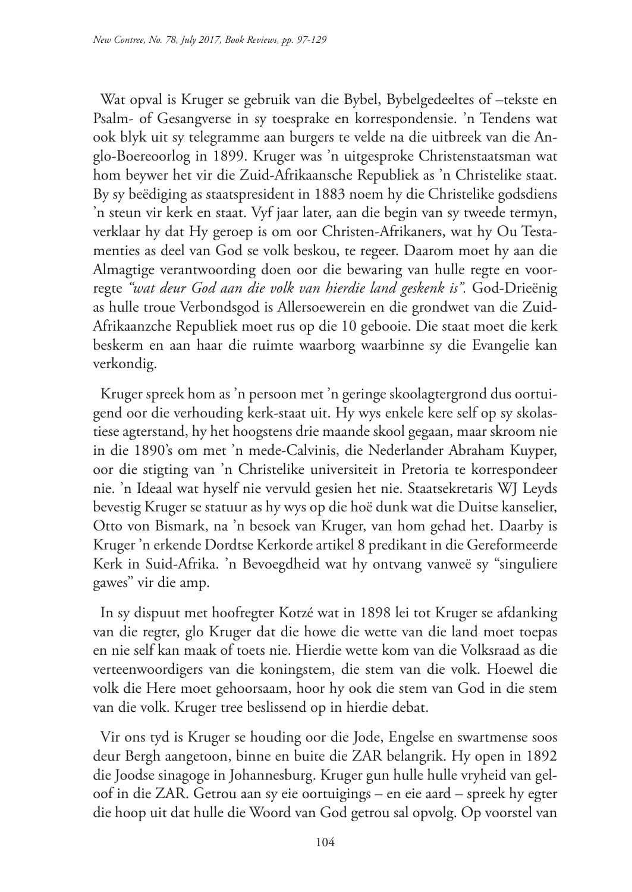Wat opval is Kruger se gebruik van die Bybel, Bybelgedeeltes of –tekste en Psalm- of Gesangverse in sy toesprake en korrespondensie. 'n Tendens wat ook blyk uit sy telegramme aan burgers te velde na die uitbreek van die Anglo-Boereoorlog in 1899. Kruger was 'n uitgesproke Christenstaatsman wat hom beywer het vir die Zuid-Afrikaansche Republiek as 'n Christelike staat. By sy beëdiging as staatspresident in 1883 noem hy die Christelike godsdiens 'n steun vir kerk en staat. Vyf jaar later, aan die begin van sy tweede termyn, verklaar hy dat Hy geroep is om oor Christen-Afrikaners, wat hy Ou Testamenties as deel van God se volk beskou, te regeer. Daarom moet hy aan die Almagtige verantwoording doen oor die bewaring van hulle regte en voorregte *"wat deur God aan die volk van hierdie land geskenk is".* God-Drieënig as hulle troue Verbondsgod is Allersoewerein en die grondwet van die Zuid-Afrikaanzche Republiek moet rus op die 10 gebooie. Die staat moet die kerk beskerm en aan haar die ruimte waarborg waarbinne sy die Evangelie kan verkondig.

Kruger spreek hom as 'n persoon met 'n geringe skoolagtergrond dus oortuigend oor die verhouding kerk-staat uit. Hy wys enkele kere self op sy skolastiese agterstand, hy het hoogstens drie maande skool gegaan, maar skroom nie in die 1890's om met 'n mede-Calvinis, die Nederlander Abraham Kuyper, oor die stigting van 'n Christelike universiteit in Pretoria te korrespondeer nie. 'n Ideaal wat hyself nie vervuld gesien het nie. Staatsekretaris WJ Leyds bevestig Kruger se statuur as hy wys op die hoë dunk wat die Duitse kanselier, Otto von Bismark, na 'n besoek van Kruger, van hom gehad het. Daarby is Kruger 'n erkende Dordtse Kerkorde artikel 8 predikant in die Gereformeerde Kerk in Suid-Afrika. 'n Bevoegdheid wat hy ontvang vanweë sy "singuliere gawes" vir die amp.

In sy dispuut met hoofregter Kotzé wat in 1898 lei tot Kruger se afdanking van die regter, glo Kruger dat die howe die wette van die land moet toepas en nie self kan maak of toets nie. Hierdie wette kom van die Volksraad as die verteenwoordigers van die koningstem, die stem van die volk. Hoewel die volk die Here moet gehoorsaam, hoor hy ook die stem van God in die stem van die volk. Kruger tree beslissend op in hierdie debat.

Vir ons tyd is Kruger se houding oor die Jode, Engelse en swartmense soos deur Bergh aangetoon, binne en buite die ZAR belangrik. Hy open in 1892 die Joodse sinagoge in Johannesburg. Kruger gun hulle hulle vryheid van geloof in die ZAR. Getrou aan sy eie oortuigings – en eie aard – spreek hy egter die hoop uit dat hulle die Woord van God getrou sal opvolg. Op voorstel van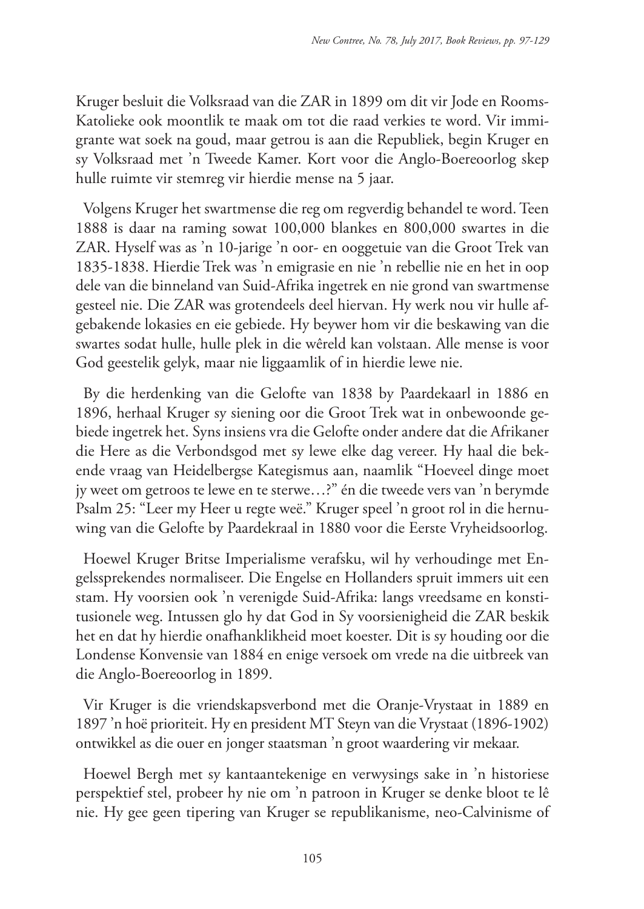Kruger besluit die Volksraad van die ZAR in 1899 om dit vir Jode en Rooms-Katolieke ook moontlik te maak om tot die raad verkies te word. Vir immigrante wat soek na goud, maar getrou is aan die Republiek, begin Kruger en sy Volksraad met 'n Tweede Kamer. Kort voor die Anglo-Boereoorlog skep hulle ruimte vir stemreg vir hierdie mense na 5 jaar.

Volgens Kruger het swartmense die reg om regverdig behandel te word. Teen 1888 is daar na raming sowat 100,000 blankes en 800,000 swartes in die ZAR. Hyself was as 'n 10-jarige 'n oor- en ooggetuie van die Groot Trek van 1835-1838. Hierdie Trek was 'n emigrasie en nie 'n rebellie nie en het in oop dele van die binneland van Suid-Afrika ingetrek en nie grond van swartmense gesteel nie. Die ZAR was grotendeels deel hiervan. Hy werk nou vir hulle afgebakende lokasies en eie gebiede. Hy beywer hom vir die beskawing van die swartes sodat hulle, hulle plek in die wêreld kan volstaan. Alle mense is voor God geestelik gelyk, maar nie liggaamlik of in hierdie lewe nie.

By die herdenking van die Gelofte van 1838 by Paardekaarl in 1886 en 1896, herhaal Kruger sy siening oor die Groot Trek wat in onbewoonde gebiede ingetrek het. Syns insiens vra die Gelofte onder andere dat die Afrikaner die Here as die Verbondsgod met sy lewe elke dag vereer. Hy haal die bekende vraag van Heidelbergse Kategismus aan, naamlik "Hoeveel dinge moet jy weet om getroos te lewe en te sterwe…?" én die tweede vers van 'n berymde Psalm 25: "Leer my Heer u regte weë." Kruger speel 'n groot rol in die hernuwing van die Gelofte by Paardekraal in 1880 voor die Eerste Vryheidsoorlog.

Hoewel Kruger Britse Imperialisme verafsku, wil hy verhoudinge met Engelssprekendes normaliseer. Die Engelse en Hollanders spruit immers uit een stam. Hy voorsien ook 'n verenigde Suid-Afrika: langs vreedsame en konstitusionele weg. Intussen glo hy dat God in Sy voorsienigheid die ZAR beskik het en dat hy hierdie onafhanklikheid moet koester. Dit is sy houding oor die Londense Konvensie van 1884 en enige versoek om vrede na die uitbreek van die Anglo-Boereoorlog in 1899.

Vir Kruger is die vriendskapsverbond met die Oranje-Vrystaat in 1889 en 1897 'n hoë prioriteit. Hy en president MT Steyn van die Vrystaat (1896-1902) ontwikkel as die ouer en jonger staatsman 'n groot waardering vir mekaar.

Hoewel Bergh met sy kantaantekenige en verwysings sake in 'n historiese perspektief stel, probeer hy nie om 'n patroon in Kruger se denke bloot te lê nie. Hy gee geen tipering van Kruger se republikanisme, neo-Calvinisme of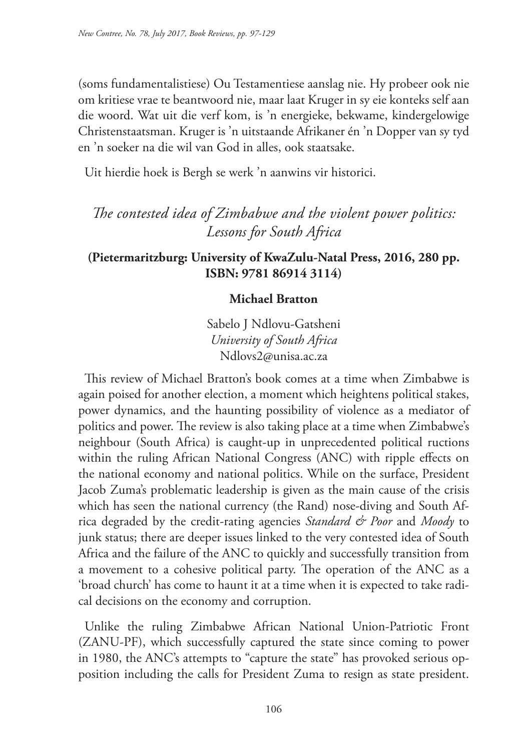(soms fundamentalistiese) Ou Testamentiese aanslag nie. Hy probeer ook nie om kritiese vrae te beantwoord nie, maar laat Kruger in sy eie konteks self aan die woord. Wat uit die verf kom, is 'n energieke, bekwame, kindergelowige Christenstaatsman. Kruger is 'n uitstaande Afrikaner én 'n Dopper van sy tyd en 'n soeker na die wil van God in alles, ook staatsake.

Uit hierdie hoek is Bergh se werk 'n aanwins vir historici.

## *The contested idea of Zimbabwe and the violent power politics: Lessons for South Africa*

**(Pietermaritzburg: University of KwaZulu-Natal Press, 2016, 280 pp. ISBN: 9781 86914 3114)**

**Michael Bratton**

Sabelo J Ndlovu-Gatsheni
*University of South Africa*
Ndlovs2@unisa.ac.za

This review of Michael Bratton's book comes at a time when Zimbabwe is again poised for another election, a moment which heightens political stakes, power dynamics, and the haunting possibility of violence as a mediator of politics and power. The review is also taking place at a time when Zimbabwe's neighbour (South Africa) is caught-up in unprecedented political ructions within the ruling African National Congress (ANC) with ripple effects on the national economy and national politics. While on the surface, President Jacob Zuma's problematic leadership is given as the main cause of the crisis which has seen the national currency (the Rand) nose-diving and South Africa degraded by the credit-rating agencies *Standard & Poor* and *Moody* to junk status; there are deeper issues linked to the very contested idea of South Africa and the failure of the ANC to quickly and successfully transition from a movement to a cohesive political party. The operation of the ANC as a 'broad church' has come to haunt it at a time when it is expected to take radical decisions on the economy and corruption.

Unlike the ruling Zimbabwe African National Union-Patriotic Front (ZANU-PF), which successfully captured the state since coming to power in 1980, the ANC's attempts to "capture the state" has provoked serious opposition including the calls for President Zuma to resign as state president.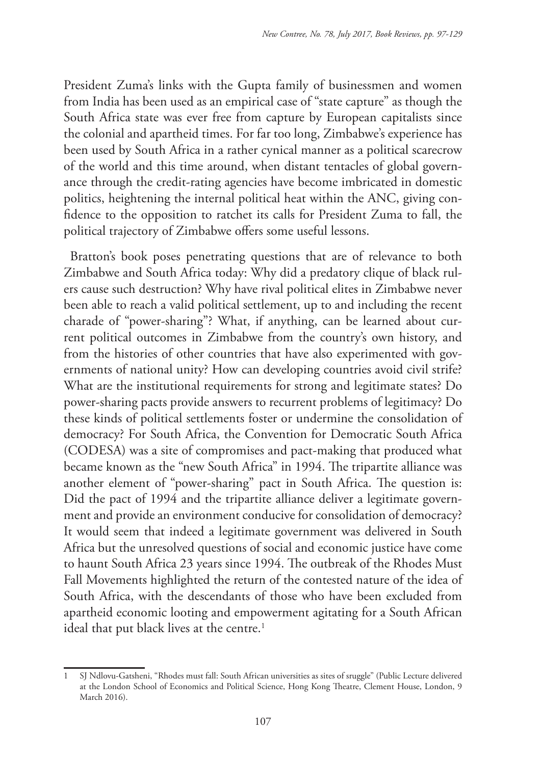President Zuma's links with the Gupta family of businessmen and women from India has been used as an empirical case of "state capture" as though the South Africa state was ever free from capture by European capitalists since the colonial and apartheid times. For far too long, Zimbabwe's experience has been used by South Africa in a rather cynical manner as a political scarecrow of the world and this time around, when distant tentacles of global governance through the credit-rating agencies have become imbricated in domestic politics, heightening the internal political heat within the ANC, giving confidence to the opposition to ratchet its calls for President Zuma to fall, the political trajectory of Zimbabwe offers some useful lessons.

Bratton's book poses penetrating questions that are of relevance to both Zimbabwe and South Africa today: Why did a predatory clique of black rulers cause such destruction? Why have rival political elites in Zimbabwe never been able to reach a valid political settlement, up to and including the recent charade of "power-sharing"? What, if anything, can be learned about current political outcomes in Zimbabwe from the country's own history, and from the histories of other countries that have also experimented with governments of national unity? How can developing countries avoid civil strife? What are the institutional requirements for strong and legitimate states? Do power-sharing pacts provide answers to recurrent problems of legitimacy? Do these kinds of political settlements foster or undermine the consolidation of democracy? For South Africa, the Convention for Democratic South Africa (CODESA) was a site of compromises and pact-making that produced what became known as the "new South Africa" in 1994. The tripartite alliance was another element of "power-sharing" pact in South Africa. The question is: Did the pact of 1994 and the tripartite alliance deliver a legitimate government and provide an environment conducive for consolidation of democracy? It would seem that indeed a legitimate government was delivered in South Africa but the unresolved questions of social and economic justice have come to haunt South Africa 23 years since 1994. The outbreak of the Rhodes Must Fall Movements highlighted the return of the contested nature of the idea of South Africa, with the descendants of those who have been excluded from apartheid economic looting and empowerment agitating for a South African ideal that put black lives at the centre.[1]

---

[1] SJ Ndlovu-Gatsheni, "Rhodes must fall: South African universities as sites of sruggle" (Public Lecture delivered at the London School of Economics and Political Science, Hong Kong Theatre, Clement House, London, 9 March 2016).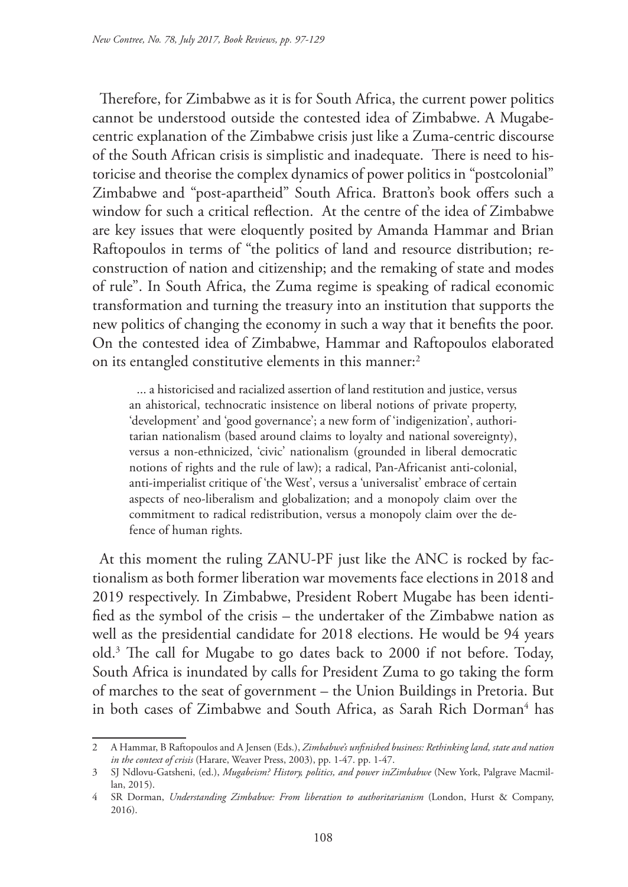Therefore, for Zimbabwe as it is for South Africa, the current power politics cannot be understood outside the contested idea of Zimbabwe. A Mugabe-centric explanation of the Zimbabwe crisis just like a Zuma-centric discourse of the South African crisis is simplistic and inadequate. There is need to historicise and theorise the complex dynamics of power politics in "postcolonial" Zimbabwe and "post-apartheid" South Africa. Bratton's book offers such a window for such a critical reflection. At the centre of the idea of Zimbabwe are key issues that were eloquently posited by Amanda Hammar and Brian Raftopoulos in terms of "the politics of land and resource distribution; reconstruction of nation and citizenship; and the remaking of state and modes of rule". In South Africa, the Zuma regime is speaking of radical economic transformation and turning the treasury into an institution that supports the new politics of changing the economy in such a way that it benefits the poor. On the contested idea of Zimbabwe, Hammar and Raftopoulos elaborated on its entangled constitutive elements in this manner:[2]

> ... a historicised and racialized assertion of land restitution and justice, versus an ahistorical, technocratic insistence on liberal notions of private property, 'development' and 'good governance'; a new form of 'indigenization', authoritarian nationalism (based around claims to loyalty and national sovereignty), versus a non-ethnicized, 'civic' nationalism (grounded in liberal democratic notions of rights and the rule of law); a radical, Pan-Africanist anti-colonial, anti-imperialist critique of 'the West', versus a 'universalist' embrace of certain aspects of neo-liberalism and globalization; and a monopoly claim over the commitment to radical redistribution, versus a monopoly claim over the defence of human rights.

At this moment the ruling ZANU-PF just like the ANC is rocked by factionalism as both former liberation war movements face elections in 2018 and 2019 respectively. In Zimbabwe, President Robert Mugabe has been identified as the symbol of the crisis – the undertaker of the Zimbabwe nation as well as the presidential candidate for 2018 elections. He would be 94 years old.[3] The call for Mugabe to go dates back to 2000 if not before. Today, South Africa is inundated by calls for President Zuma to go taking the form of marches to the seat of government – the Union Buildings in Pretoria. But in both cases of Zimbabwe and South Africa, as Sarah Rich Dorman[4] has

---

2 A Hammar, B Raftopoulos and A Jensen (Eds.), *Zimbabwe's unfinished business: Rethinking land, state and nation in the context of crisis* (Harare, Weaver Press, 2003), pp. 1-47. pp. 1-47.

3 SJ Ndlovu-Gatsheni, (ed.), *Mugabeism? History, politics, and power inZimbabwe* (New York, Palgrave Macmillan, 2015).

4 SR Dorman, *Understanding Zimbabwe: From liberation to authoritarianism* (London, Hurst & Company, 2016).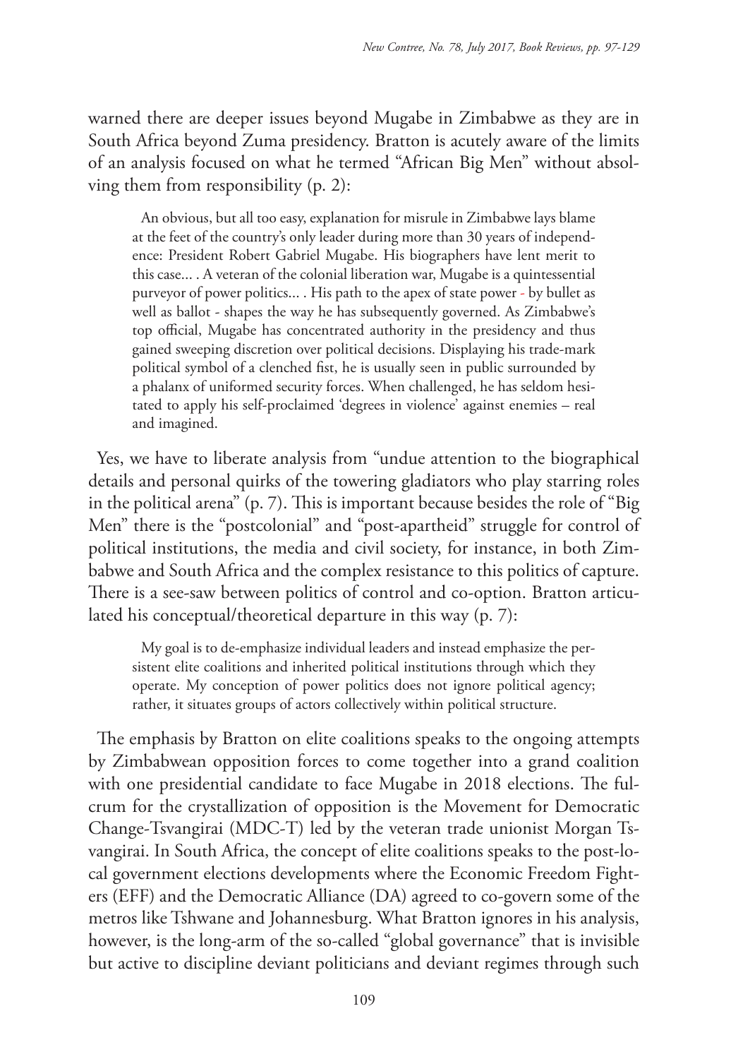warned there are deeper issues beyond Mugabe in Zimbabwe as they are in South Africa beyond Zuma presidency. Bratton is acutely aware of the limits of an analysis focused on what he termed "African Big Men" without absolving them from responsibility (p. 2):

> An obvious, but all too easy, explanation for misrule in Zimbabwe lays blame at the feet of the country's only leader during more than 30 years of independence: President Robert Gabriel Mugabe. His biographers have lent merit to this case... . A veteran of the colonial liberation war, Mugabe is a quintessential purveyor of power politics... . His path to the apex of state power - by bullet as well as ballot - shapes the way he has subsequently governed. As Zimbabwe's top official, Mugabe has concentrated authority in the presidency and thus gained sweeping discretion over political decisions. Displaying his trade-mark political symbol of a clenched fist, he is usually seen in public surrounded by a phalanx of uniformed security forces. When challenged, he has seldom hesitated to apply his self-proclaimed 'degrees in violence' against enemies – real and imagined.

Yes, we have to liberate analysis from "undue attention to the biographical details and personal quirks of the towering gladiators who play starring roles in the political arena" (p. 7). This is important because besides the role of "Big Men" there is the "postcolonial" and "post-apartheid" struggle for control of political institutions, the media and civil society, for instance, in both Zimbabwe and South Africa and the complex resistance to this politics of capture. There is a see-saw between politics of control and co-option. Bratton articulated his conceptual/theoretical departure in this way (p. 7):

> My goal is to de-emphasize individual leaders and instead emphasize the persistent elite coalitions and inherited political institutions through which they operate. My conception of power politics does not ignore political agency; rather, it situates groups of actors collectively within political structure.

The emphasis by Bratton on elite coalitions speaks to the ongoing attempts by Zimbabwean opposition forces to come together into a grand coalition with one presidential candidate to face Mugabe in 2018 elections. The fulcrum for the crystallization of opposition is the Movement for Democratic Change-Tsvangirai (MDC-T) led by the veteran trade unionist Morgan Tsvangirai. In South Africa, the concept of elite coalitions speaks to the post-local government elections developments where the Economic Freedom Fighters (EFF) and the Democratic Alliance (DA) agreed to co-govern some of the metros like Tshwane and Johannesburg. What Bratton ignores in his analysis, however, is the long-arm of the so-called "global governance" that is invisible but active to discipline deviant politicians and deviant regimes through such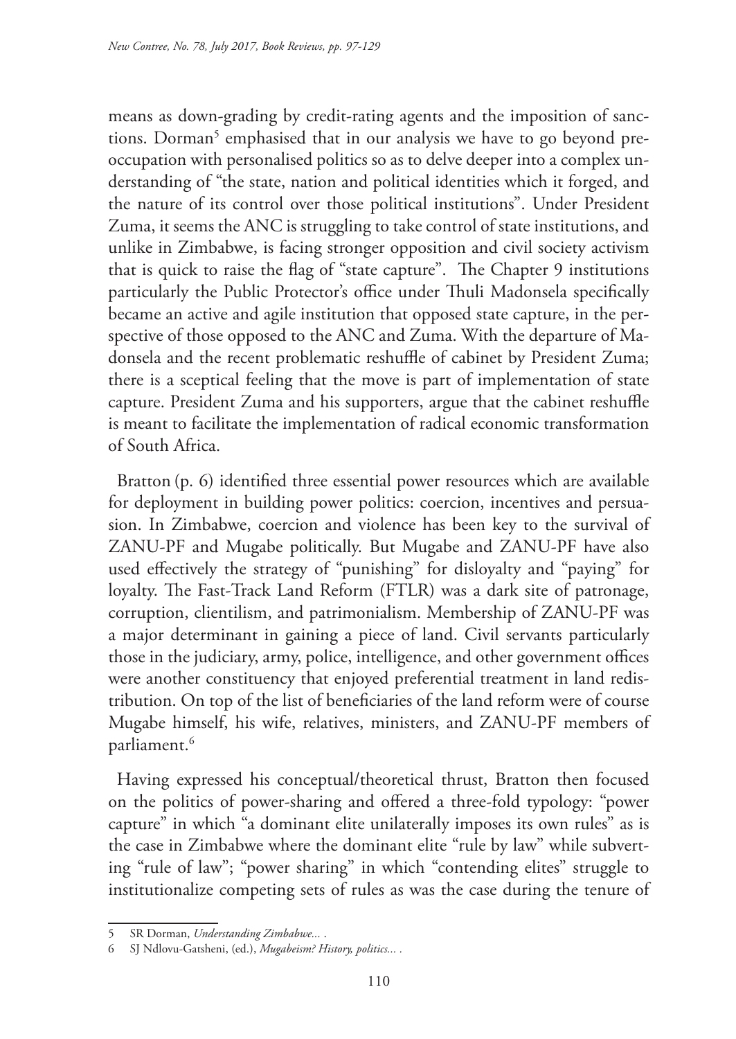means as down-grading by credit-rating agents and the imposition of sanctions. Dorman[5] emphasised that in our analysis we have to go beyond preoccupation with personalised politics so as to delve deeper into a complex understanding of "the state, nation and political identities which it forged, and the nature of its control over those political institutions". Under President Zuma, it seems the ANC is struggling to take control of state institutions, and unlike in Zimbabwe, is facing stronger opposition and civil society activism that is quick to raise the flag of "state capture". The Chapter 9 institutions particularly the Public Protector's office under Thuli Madonsela specifically became an active and agile institution that opposed state capture, in the perspective of those opposed to the ANC and Zuma. With the departure of Madonsela and the recent problematic reshuffle of cabinet by President Zuma; there is a sceptical feeling that the move is part of implementation of state capture. President Zuma and his supporters, argue that the cabinet reshuffle is meant to facilitate the implementation of radical economic transformation of South Africa.

Bratton (p. 6) identified three essential power resources which are available for deployment in building power politics: coercion, incentives and persuasion. In Zimbabwe, coercion and violence has been key to the survival of ZANU-PF and Mugabe politically. But Mugabe and ZANU-PF have also used effectively the strategy of "punishing" for disloyalty and "paying" for loyalty. The Fast-Track Land Reform (FTLR) was a dark site of patronage, corruption, clientilism, and patrimonialism. Membership of ZANU-PF was a major determinant in gaining a piece of land. Civil servants particularly those in the judiciary, army, police, intelligence, and other government offices were another constituency that enjoyed preferential treatment in land redistribution. On top of the list of beneficiaries of the land reform were of course Mugabe himself, his wife, relatives, ministers, and ZANU-PF members of parliament.[6]

Having expressed his conceptual/theoretical thrust, Bratton then focused on the politics of power-sharing and offered a three-fold typology: "power capture" in which "a dominant elite unilaterally imposes its own rules" as is the case in Zimbabwe where the dominant elite "rule by law" while subverting "rule of law"; "power sharing" in which "contending elites" struggle to institutionalize competing sets of rules as was the case during the tenure of

---

5 SR Dorman, *Understanding Zimbabwe...* .

6 SJ Ndlovu-Gatsheni, (ed.), *Mugabeism? History, politics...* .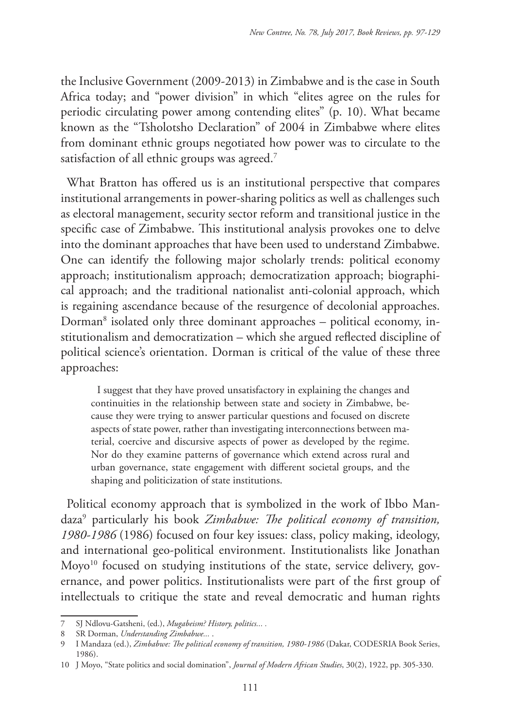the Inclusive Government (2009-2013) in Zimbabwe and is the case in South Africa today; and "power division" in which "elites agree on the rules for periodic circulating power among contending elites" (p. 10). What became known as the "Tsholotsho Declaration" of 2004 in Zimbabwe where elites from dominant ethnic groups negotiated how power was to circulate to the satisfaction of all ethnic groups was agreed.[7]

What Bratton has offered us is an institutional perspective that compares institutional arrangements in power-sharing politics as well as challenges such as electoral management, security sector reform and transitional justice in the specific case of Zimbabwe. This institutional analysis provokes one to delve into the dominant approaches that have been used to understand Zimbabwe. One can identify the following major scholarly trends: political economy approach; institutionalism approach; democratization approach; biographical approach; and the traditional nationalist anti-colonial approach, which is regaining ascendance because of the resurgence of decolonial approaches. Dorman[8] isolated only three dominant approaches – political economy, institutionalism and democratization – which she argued reflected discipline of political science's orientation. Dorman is critical of the value of these three approaches:

> I suggest that they have proved unsatisfactory in explaining the changes and continuities in the relationship between state and society in Zimbabwe, because they were trying to answer particular questions and focused on discrete aspects of state power, rather than investigating interconnections between material, coercive and discursive aspects of power as developed by the regime. Nor do they examine patterns of governance which extend across rural and urban governance, state engagement with different societal groups, and the shaping and politicization of state institutions.

Political economy approach that is symbolized in the work of Ibbo Mandaza[9] particularly his book *Zimbabwe: The political economy of transition, 1980-1986* (1986) focused on four key issues: class, policy making, ideology, and international geo-political environment. Institutionalists like Jonathan Moyo[10] focused on studying institutions of the state, service delivery, governance, and power politics. Institutionalists were part of the first group of intellectuals to critique the state and reveal democratic and human rights

---

7 SJ Ndlovu-Gatsheni, (ed.), *Mugabeism? History, politics...* .

8 SR Dorman, *Understanding Zimbabwe...* .

9 I Mandaza (ed.), *Zimbabwe: The political economy of transition, 1980-1986* (Dakar, CODESRIA Book Series, 1986).

10 J Moyo, "State politics and social domination", *Journal of Modern African Studies*, 30(2), 1922, pp. 305-330.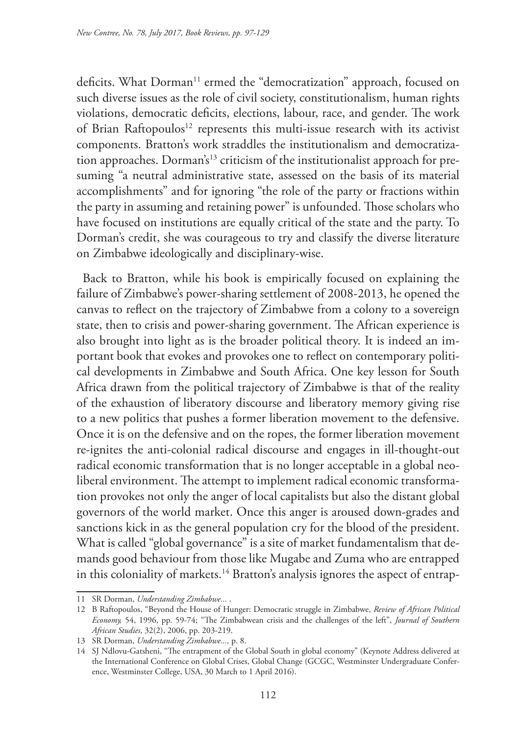deficits. What Dorman[11] ermed the "democratization" approach, focused on such diverse issues as the role of civil society, constitutionalism, human rights violations, democratic deficits, elections, labour, race, and gender. The work of Brian Raftopoulos[12] represents this multi-issue research with its activist components. Bratton's work straddles the institutionalism and democratization approaches. Dorman's[13] criticism of the institutionalist approach for presuming "a neutral administrative state, assessed on the basis of its material accomplishments" and for ignoring "the role of the party or fractions within the party in assuming and retaining power" is unfounded. Those scholars who have focused on institutions are equally critical of the state and the party. To Dorman's credit, she was courageous to try and classify the diverse literature on Zimbabwe ideologically and disciplinary-wise.

Back to Bratton, while his book is empirically focused on explaining the failure of Zimbabwe's power-sharing settlement of 2008-2013, he opened the canvas to reflect on the trajectory of Zimbabwe from a colony to a sovereign state, then to crisis and power-sharing government. The African experience is also brought into light as is the broader political theory. It is indeed an important book that evokes and provokes one to reflect on contemporary political developments in Zimbabwe and South Africa. One key lesson for South Africa drawn from the political trajectory of Zimbabwe is that of the reality of the exhaustion of liberatory discourse and liberatory memory giving rise to a new politics that pushes a former liberation movement to the defensive. Once it is on the defensive and on the ropes, the former liberation movement re-ignites the anti-colonial radical discourse and engages in ill-thought-out radical economic transformation that is no longer acceptable in a global neoliberal environment. The attempt to implement radical economic transformation provokes not only the anger of local capitalists but also the distant global governors of the world market. Once this anger is aroused down-grades and sanctions kick in as the general population cry for the blood of the president. What is called "global governance" is a site of market fundamentalism that demands good behaviour from those like Mugabe and Zuma who are entrapped in this coloniality of markets.[14] Bratton's analysis ignores the aspect of entrap-

---

11 SR Dorman, *Understanding Zimbabwe...* .

12 B Raftopoulos, "Beyond the House of Hunger: Democratic struggle in Zimbabwe, *Review of African Political Economy,* 54, 1996, pp. 59-74; "The Zimbabwean crisis and the challenges of the left", *Journal of Southern African Studies*, 32(2), 2006, pp. 203-219.

13 SR Dorman, *Understanding Zimbabwe...,* p. 8.

14 SJ Ndlovu-Gatsheni, "The entrapment of the Global South in global economy" (Keynote Address delivered at the International Conference on Global Crises, Global Change (GCGC, Westminster Undergraduate Conference, Westminster College, USA, 30 March to 1 April 2016).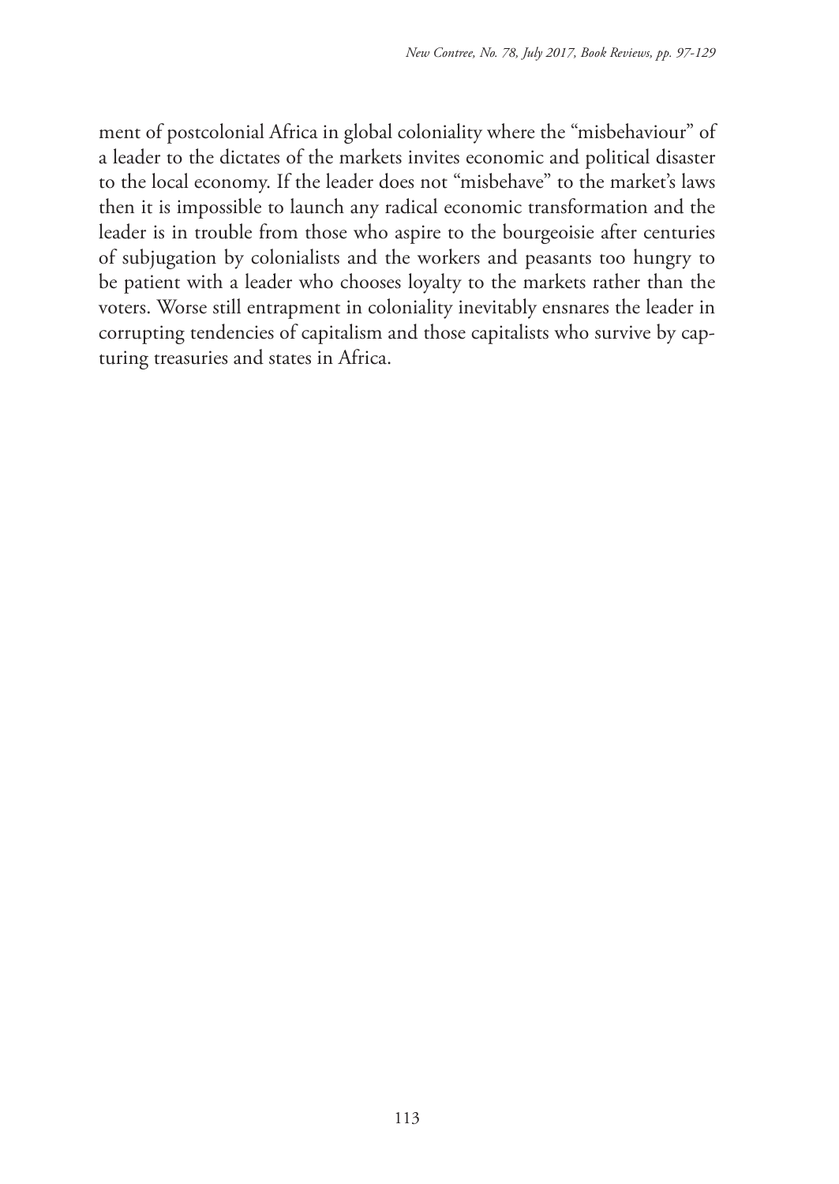ment of postcolonial Africa in global coloniality where the "misbehaviour" of a leader to the dictates of the markets invites economic and political disaster to the local economy. If the leader does not "misbehave" to the market's laws then it is impossible to launch any radical economic transformation and the leader is in trouble from those who aspire to the bourgeoisie after centuries of subjugation by colonialists and the workers and peasants too hungry to be patient with a leader who chooses loyalty to the markets rather than the voters. Worse still entrapment in coloniality inevitably ensnares the leader in corrupting tendencies of capitalism and those capitalists who survive by capturing treasuries and states in Africa.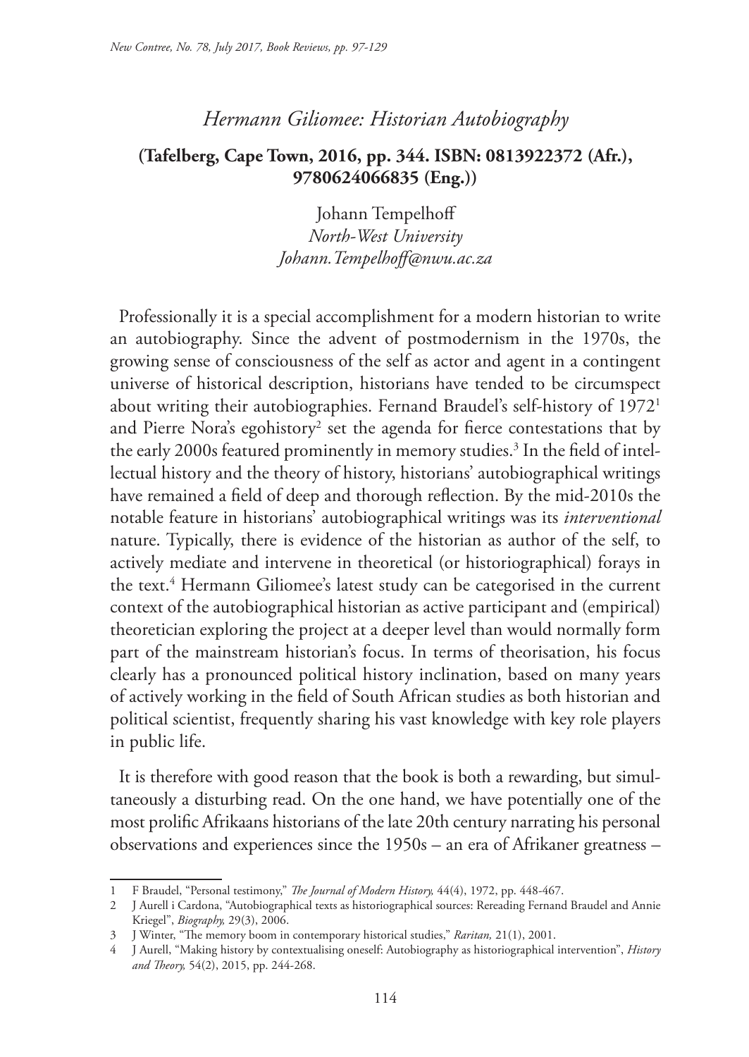## *Hermann Giliomee: Historian Autobiography*

**(Tafelberg, Cape Town, 2016, pp. 344. ISBN: 0813922372 (Afr.), 9780624066835 (Eng.))**

Johann Tempelhoff
*North-West University*
*Johann.Tempelhoff@nwu.ac.za*

Professionally it is a special accomplishment for a modern historian to write an autobiography. Since the advent of postmodernism in the 1970s, the growing sense of consciousness of the self as actor and agent in a contingent universe of historical description, historians have tended to be circumspect about writing their autobiographies. Fernand Braudel's self-history of 1972[1] and Pierre Nora's egohistory[2] set the agenda for fierce contestations that by the early 2000s featured prominently in memory studies.[3] In the field of intellectual history and the theory of history, historians' autobiographical writings have remained a field of deep and thorough reflection. By the mid-2010s the notable feature in historians' autobiographical writings was its *interventional* nature. Typically, there is evidence of the historian as author of the self, to actively mediate and intervene in theoretical (or historiographical) forays in the text.[4] Hermann Giliomee's latest study can be categorised in the current context of the autobiographical historian as active participant and (empirical) theoretician exploring the project at a deeper level than would normally form part of the mainstream historian's focus. In terms of theorisation, his focus clearly has a pronounced political history inclination, based on many years of actively working in the field of South African studies as both historian and political scientist, frequently sharing his vast knowledge with key role players in public life.

It is therefore with good reason that the book is both a rewarding, but simultaneously a disturbing read. On the one hand, we have potentially one of the most prolific Afrikaans historians of the late 20th century narrating his personal observations and experiences since the 1950s – an era of Afrikaner greatness –

---

1 F Braudel, "Personal testimony," *The Journal of Modern History,* 44(4), 1972, pp. 448-467.

2 J Aurell i Cardona, "Autobiographical texts as historiographical sources: Rereading Fernand Braudel and Annie Kriegel", *Biography,* 29(3), 2006.

3 J Winter, "The memory boom in contemporary historical studies," *Raritan,* 21(1), 2001.

4 J Aurell, "Making history by contextualising oneself: Autobiography as historiographical intervention", *History and Theory,* 54(2), 2015, pp. 244-268.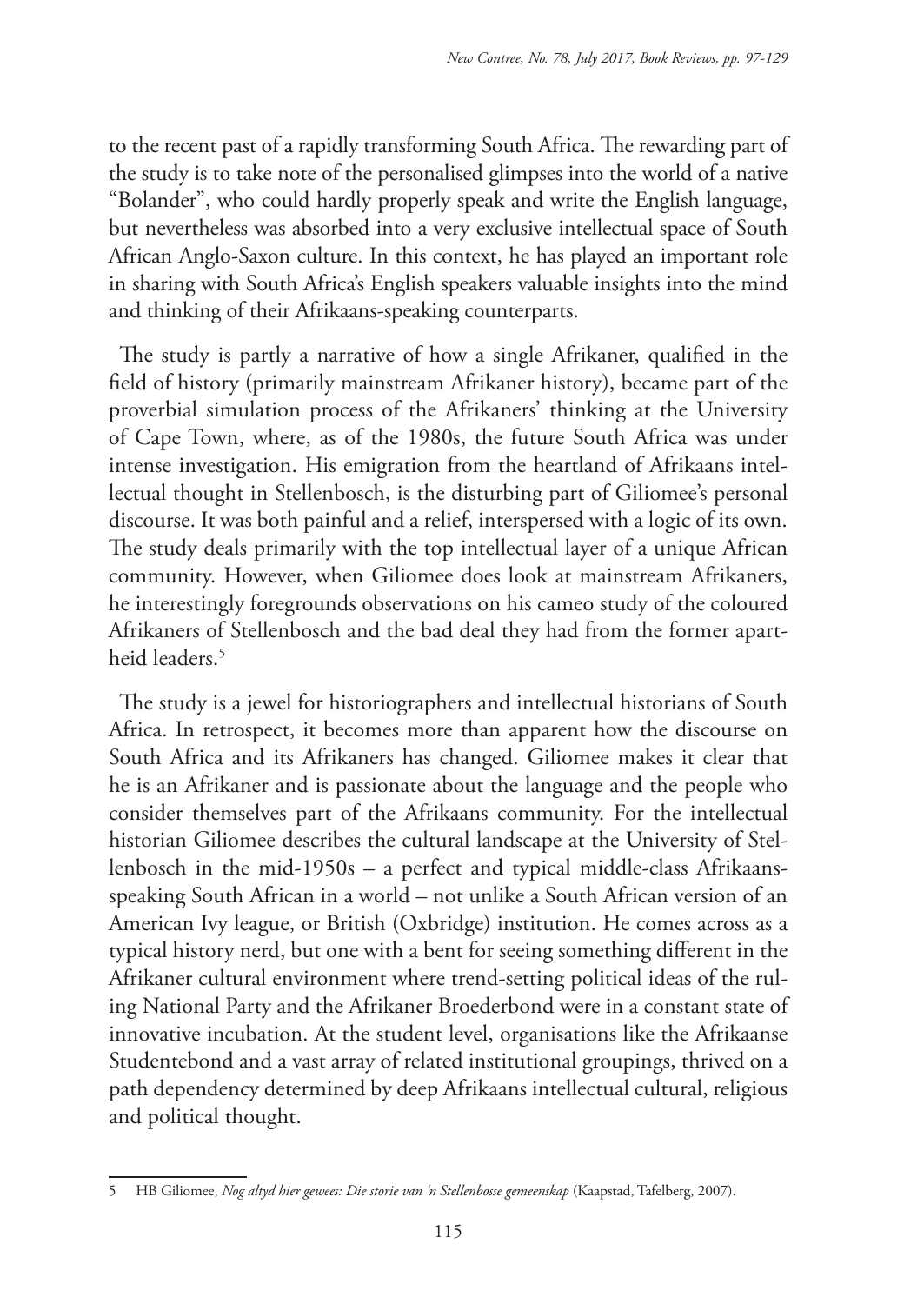to the recent past of a rapidly transforming South Africa. The rewarding part of the study is to take note of the personalised glimpses into the world of a native "Bolander", who could hardly properly speak and write the English language, but nevertheless was absorbed into a very exclusive intellectual space of South African Anglo-Saxon culture. In this context, he has played an important role in sharing with South Africa's English speakers valuable insights into the mind and thinking of their Afrikaans-speaking counterparts.

The study is partly a narrative of how a single Afrikaner, qualified in the field of history (primarily mainstream Afrikaner history), became part of the proverbial simulation process of the Afrikaners' thinking at the University of Cape Town, where, as of the 1980s, the future South Africa was under intense investigation. His emigration from the heartland of Afrikaans intellectual thought in Stellenbosch, is the disturbing part of Giliomee's personal discourse. It was both painful and a relief, interspersed with a logic of its own. The study deals primarily with the top intellectual layer of a unique African community. However, when Giliomee does look at mainstream Afrikaners, he interestingly foregrounds observations on his cameo study of the coloured Afrikaners of Stellenbosch and the bad deal they had from the former apartheid leaders.[5]

The study is a jewel for historiographers and intellectual historians of South Africa. In retrospect, it becomes more than apparent how the discourse on South Africa and its Afrikaners has changed. Giliomee makes it clear that he is an Afrikaner and is passionate about the language and the people who consider themselves part of the Afrikaans community. For the intellectual historian Giliomee describes the cultural landscape at the University of Stellenbosch in the mid-1950s – a perfect and typical middle-class Afrikaans-speaking South African in a world – not unlike a South African version of an American Ivy league, or British (Oxbridge) institution. He comes across as a typical history nerd, but one with a bent for seeing something different in the Afrikaner cultural environment where trend-setting political ideas of the ruling National Party and the Afrikaner Broederbond were in a constant state of innovative incubation. At the student level, organisations like the Afrikaanse Studentebond and a vast array of related institutional groupings, thrived on a path dependency determined by deep Afrikaans intellectual cultural, religious and political thought.

5 HB Giliomee, *Nog altyd hier gewees: Die storie van 'n Stellenbosse gemeenskap* (Kaapstad, Tafelberg, 2007).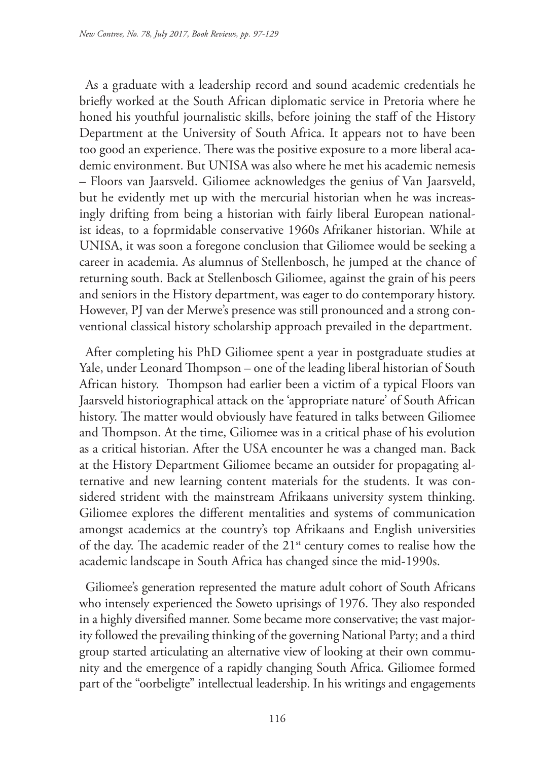As a graduate with a leadership record and sound academic credentials he briefly worked at the South African diplomatic service in Pretoria where he honed his youthful journalistic skills, before joining the staff of the History Department at the University of South Africa. It appears not to have been too good an experience. There was the positive exposure to a more liberal academic environment. But UNISA was also where he met his academic nemesis – Floors van Jaarsveld. Giliomee acknowledges the genius of Van Jaarsveld, but he evidently met up with the mercurial historian when he was increasingly drifting from being a historian with fairly liberal European nationalist ideas, to a foprmidable conservative 1960s Afrikaner historian. While at UNISA, it was soon a foregone conclusion that Giliomee would be seeking a career in academia. As alumnus of Stellenbosch, he jumped at the chance of returning south. Back at Stellenbosch Giliomee, against the grain of his peers and seniors in the History department, was eager to do contemporary history. However, PJ van der Merwe's presence was still pronounced and a strong conventional classical history scholarship approach prevailed in the department.

After completing his PhD Giliomee spent a year in postgraduate studies at Yale, under Leonard Thompson – one of the leading liberal historian of South African history. Thompson had earlier been a victim of a typical Floors van Jaarsveld historiographical attack on the 'appropriate nature' of South African history. The matter would obviously have featured in talks between Giliomee and Thompson. At the time, Giliomee was in a critical phase of his evolution as a critical historian. After the USA encounter he was a changed man. Back at the History Department Giliomee became an outsider for propagating alternative and new learning content materials for the students. It was considered strident with the mainstream Afrikaans university system thinking. Giliomee explores the different mentalities and systems of communication amongst academics at the country's top Afrikaans and English universities of the day. The academic reader of the 21st century comes to realise how the academic landscape in South Africa has changed since the mid-1990s.

Giliomee's generation represented the mature adult cohort of South Africans who intensely experienced the Soweto uprisings of 1976. They also responded in a highly diversified manner. Some became more conservative; the vast majority followed the prevailing thinking of the governing National Party; and a third group started articulating an alternative view of looking at their own community and the emergence of a rapidly changing South Africa. Giliomee formed part of the "oorbeligte" intellectual leadership. In his writings and engagements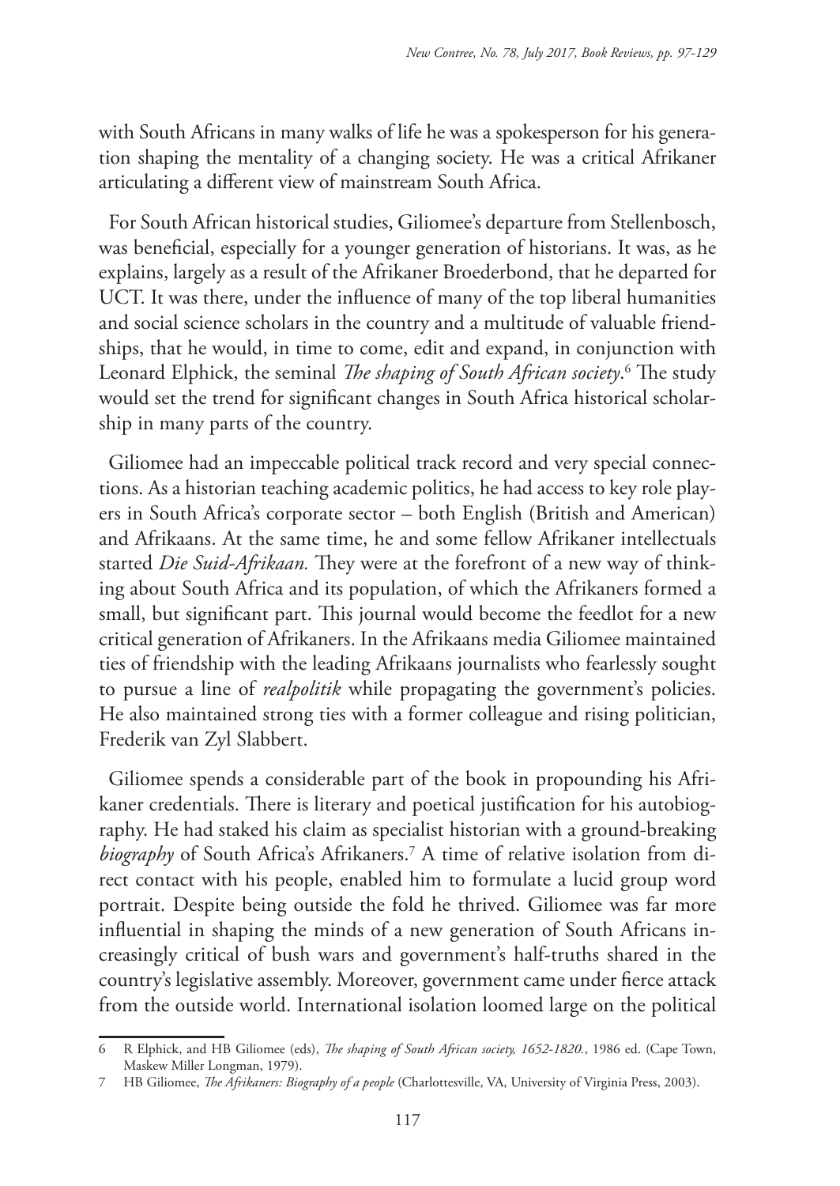with South Africans in many walks of life he was a spokesperson for his generation shaping the mentality of a changing society. He was a critical Afrikaner articulating a different view of mainstream South Africa.

For South African historical studies, Giliomee's departure from Stellenbosch, was beneficial, especially for a younger generation of historians. It was, as he explains, largely as a result of the Afrikaner Broederbond, that he departed for UCT. It was there, under the influence of many of the top liberal humanities and social science scholars in the country and a multitude of valuable friendships, that he would, in time to come, edit and expand, in conjunction with Leonard Elphick, the seminal *The shaping of South African society*.[6] The study would set the trend for significant changes in South Africa historical scholarship in many parts of the country.

Giliomee had an impeccable political track record and very special connections. As a historian teaching academic politics, he had access to key role players in South Africa's corporate sector – both English (British and American) and Afrikaans. At the same time, he and some fellow Afrikaner intellectuals started *Die Suid-Afrikaan.* They were at the forefront of a new way of thinking about South Africa and its population, of which the Afrikaners formed a small, but significant part. This journal would become the feedlot for a new critical generation of Afrikaners. In the Afrikaans media Giliomee maintained ties of friendship with the leading Afrikaans journalists who fearlessly sought to pursue a line of *realpolitik* while propagating the government's policies. He also maintained strong ties with a former colleague and rising politician, Frederik van Zyl Slabbert.

Giliomee spends a considerable part of the book in propounding his Afrikaner credentials. There is literary and poetical justification for his autobiography. He had staked his claim as specialist historian with a ground-breaking *biography* of South Africa's Afrikaners.[7] A time of relative isolation from direct contact with his people, enabled him to formulate a lucid group word portrait. Despite being outside the fold he thrived. Giliomee was far more influential in shaping the minds of a new generation of South Africans increasingly critical of bush wars and government's half-truths shared in the country's legislative assembly. Moreover, government came under fierce attack from the outside world. International isolation loomed large on the political

---

6 R Elphick, and HB Giliomee (eds), *The shaping of South African society, 1652-1820.*, 1986 ed. (Cape Town, Maskew Miller Longman, 1979).

7 HB Giliomee, *The Afrikaners: Biography of a people* (Charlottesville, VA, University of Virginia Press, 2003).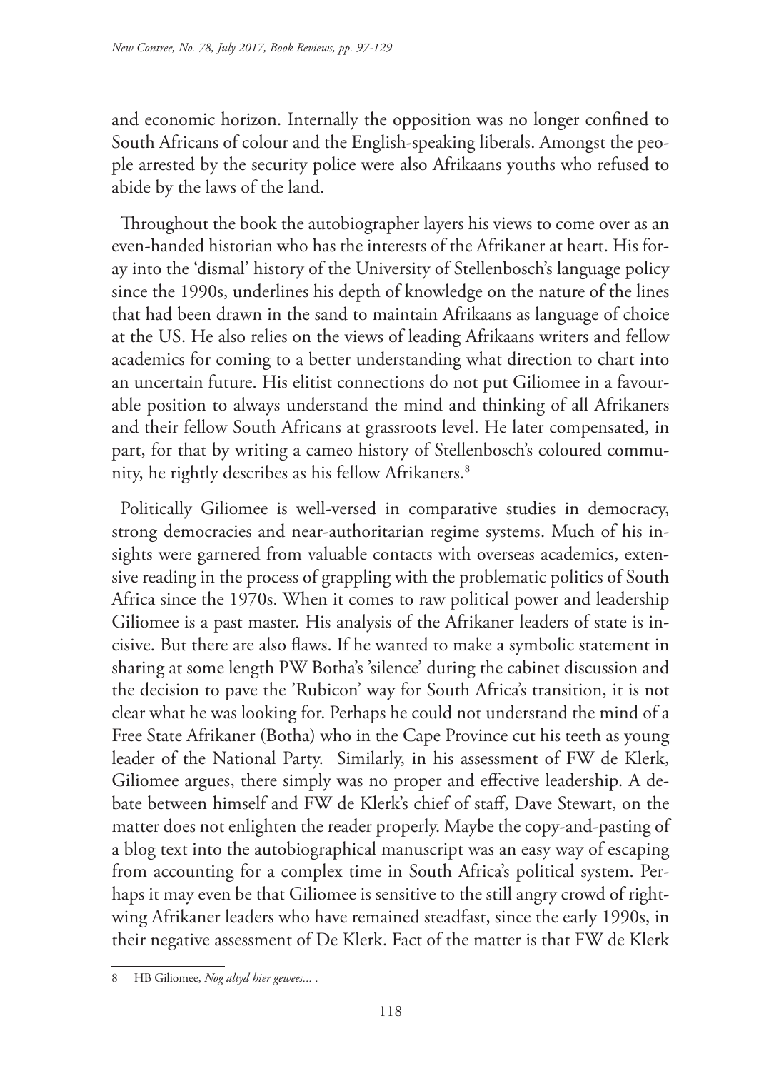and economic horizon. Internally the opposition was no longer confined to South Africans of colour and the English-speaking liberals. Amongst the people arrested by the security police were also Afrikaans youths who refused to abide by the laws of the land.

Throughout the book the autobiographer layers his views to come over as an even-handed historian who has the interests of the Afrikaner at heart. His foray into the 'dismal' history of the University of Stellenbosch's language policy since the 1990s, underlines his depth of knowledge on the nature of the lines that had been drawn in the sand to maintain Afrikaans as language of choice at the US. He also relies on the views of leading Afrikaans writers and fellow academics for coming to a better understanding what direction to chart into an uncertain future. His elitist connections do not put Giliomee in a favourable position to always understand the mind and thinking of all Afrikaners and their fellow South Africans at grassroots level. He later compensated, in part, for that by writing a cameo history of Stellenbosch's coloured community, he rightly describes as his fellow Afrikaners.[8]

Politically Giliomee is well-versed in comparative studies in democracy, strong democracies and near-authoritarian regime systems. Much of his insights were garnered from valuable contacts with overseas academics, extensive reading in the process of grappling with the problematic politics of South Africa since the 1970s. When it comes to raw political power and leadership Giliomee is a past master. His analysis of the Afrikaner leaders of state is incisive. But there are also flaws. If he wanted to make a symbolic statement in sharing at some length PW Botha's 'silence' during the cabinet discussion and the decision to pave the 'Rubicon' way for South Africa's transition, it is not clear what he was looking for. Perhaps he could not understand the mind of a Free State Afrikaner (Botha) who in the Cape Province cut his teeth as young leader of the National Party. Similarly, in his assessment of FW de Klerk, Giliomee argues, there simply was no proper and effective leadership. A debate between himself and FW de Klerk's chief of staff, Dave Stewart, on the matter does not enlighten the reader properly. Maybe the copy-and-pasting of a blog text into the autobiographical manuscript was an easy way of escaping from accounting for a complex time in South Africa's political system. Perhaps it may even be that Giliomee is sensitive to the still angry crowd of rightwing Afrikaner leaders who have remained steadfast, since the early 1990s, in their negative assessment of De Klerk. Fact of the matter is that FW de Klerk

---

8 HB Giliomee, *Nog altyd hier gewees...* .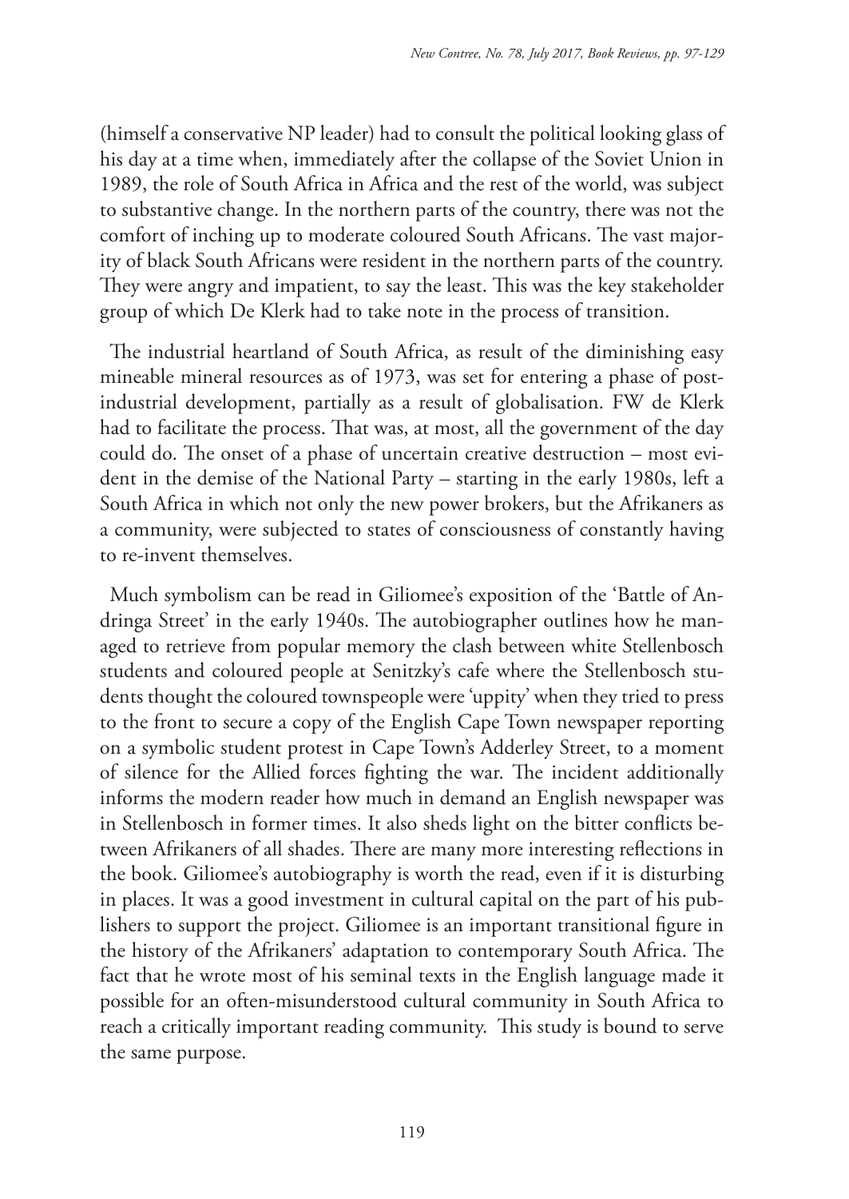(himself a conservative NP leader) had to consult the political looking glass of his day at a time when, immediately after the collapse of the Soviet Union in 1989, the role of South Africa in Africa and the rest of the world, was subject to substantive change. In the northern parts of the country, there was not the comfort of inching up to moderate coloured South Africans. The vast majority of black South Africans were resident in the northern parts of the country. They were angry and impatient, to say the least. This was the key stakeholder group of which De Klerk had to take note in the process of transition.

The industrial heartland of South Africa, as result of the diminishing easy mineable mineral resources as of 1973, was set for entering a phase of post-industrial development, partially as a result of globalisation. FW de Klerk had to facilitate the process. That was, at most, all the government of the day could do. The onset of a phase of uncertain creative destruction – most evident in the demise of the National Party – starting in the early 1980s, left a South Africa in which not only the new power brokers, but the Afrikaners as a community, were subjected to states of consciousness of constantly having to re-invent themselves.

Much symbolism can be read in Giliomee's exposition of the 'Battle of Andringa Street' in the early 1940s. The autobiographer outlines how he managed to retrieve from popular memory the clash between white Stellenbosch students and coloured people at Senitzky's cafe where the Stellenbosch students thought the coloured townspeople were 'uppity' when they tried to press to the front to secure a copy of the English Cape Town newspaper reporting on a symbolic student protest in Cape Town's Adderley Street, to a moment of silence for the Allied forces fighting the war. The incident additionally informs the modern reader how much in demand an English newspaper was in Stellenbosch in former times. It also sheds light on the bitter conflicts between Afrikaners of all shades. There are many more interesting reflections in the book. Giliomee's autobiography is worth the read, even if it is disturbing in places. It was a good investment in cultural capital on the part of his publishers to support the project. Giliomee is an important transitional figure in the history of the Afrikaners' adaptation to contemporary South Africa. The fact that he wrote most of his seminal texts in the English language made it possible for an often-misunderstood cultural community in South Africa to reach a critically important reading community. This study is bound to serve the same purpose.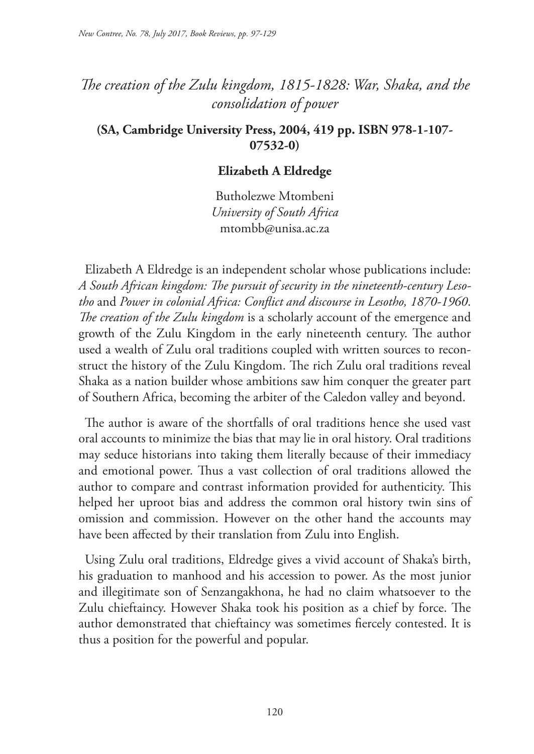# *The creation of the Zulu kingdom, 1815-1828: War, Shaka, and the consolidation of power*

**(SA, Cambridge University Press, 2004, 419 pp. ISBN 978-1-107-07532-0)**

**Elizabeth A Eldredge**

Butholezwe Mtombeni  
*University of South Africa*  
mtombb@unisa.ac.za

Elizabeth A Eldredge is an independent scholar whose publications include: *A South African kingdom: The pursuit of security in the nineteenth-century Lesotho* and *Power in colonial Africa: Conflict and discourse in Lesotho, 1870-1960*. *The creation of the Zulu kingdom* is a scholarly account of the emergence and growth of the Zulu Kingdom in the early nineteenth century. The author used a wealth of Zulu oral traditions coupled with written sources to reconstruct the history of the Zulu Kingdom. The rich Zulu oral traditions reveal Shaka as a nation builder whose ambitions saw him conquer the greater part of Southern Africa, becoming the arbiter of the Caledon valley and beyond.

The author is aware of the shortfalls of oral traditions hence she used vast oral accounts to minimize the bias that may lie in oral history. Oral traditions may seduce historians into taking them literally because of their immediacy and emotional power. Thus a vast collection of oral traditions allowed the author to compare and contrast information provided for authenticity. This helped her uproot bias and address the common oral history twin sins of omission and commission. However on the other hand the accounts may have been affected by their translation from Zulu into English.

Using Zulu oral traditions, Eldredge gives a vivid account of Shaka's birth, his graduation to manhood and his accession to power. As the most junior and illegitimate son of Senzangakhona, he had no claim whatsoever to the Zulu chieftaincy. However Shaka took his position as a chief by force. The author demonstrated that chieftaincy was sometimes fiercely contested. It is thus a position for the powerful and popular.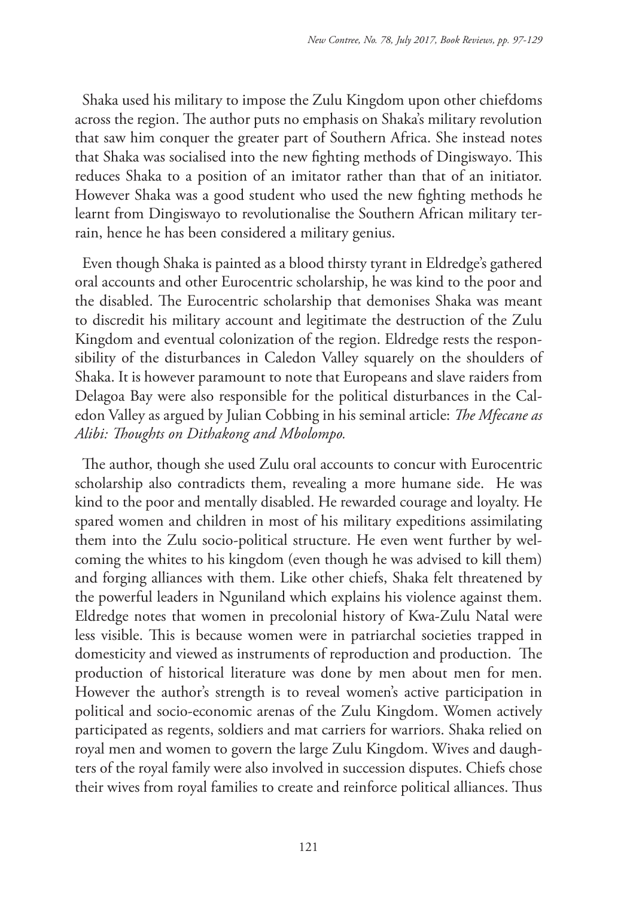Shaka used his military to impose the Zulu Kingdom upon other chiefdoms across the region. The author puts no emphasis on Shaka's military revolution that saw him conquer the greater part of Southern Africa. She instead notes that Shaka was socialised into the new fighting methods of Dingiswayo. This reduces Shaka to a position of an imitator rather than that of an initiator. However Shaka was a good student who used the new fighting methods he learnt from Dingiswayo to revolutionalise the Southern African military terrain, hence he has been considered a military genius.

Even though Shaka is painted as a blood thirsty tyrant in Eldredge's gathered oral accounts and other Eurocentric scholarship, he was kind to the poor and the disabled. The Eurocentric scholarship that demonises Shaka was meant to discredit his military account and legitimate the destruction of the Zulu Kingdom and eventual colonization of the region. Eldredge rests the responsibility of the disturbances in Caledon Valley squarely on the shoulders of Shaka. It is however paramount to note that Europeans and slave raiders from Delagoa Bay were also responsible for the political disturbances in the Caledon Valley as argued by Julian Cobbing in his seminal article: *The Mfecane as Alibi: Thoughts on Dithakong and Mbolompo.*

The author, though she used Zulu oral accounts to concur with Eurocentric scholarship also contradicts them, revealing a more humane side. He was kind to the poor and mentally disabled. He rewarded courage and loyalty. He spared women and children in most of his military expeditions assimilating them into the Zulu socio-political structure. He even went further by welcoming the whites to his kingdom (even though he was advised to kill them) and forging alliances with them. Like other chiefs, Shaka felt threatened by the powerful leaders in Nguniland which explains his violence against them. Eldredge notes that women in precolonial history of Kwa-Zulu Natal were less visible. This is because women were in patriarchal societies trapped in domesticity and viewed as instruments of reproduction and production. The production of historical literature was done by men about men for men. However the author's strength is to reveal women's active participation in political and socio-economic arenas of the Zulu Kingdom. Women actively participated as regents, soldiers and mat carriers for warriors. Shaka relied on royal men and women to govern the large Zulu Kingdom. Wives and daughters of the royal family were also involved in succession disputes. Chiefs chose their wives from royal families to create and reinforce political alliances. Thus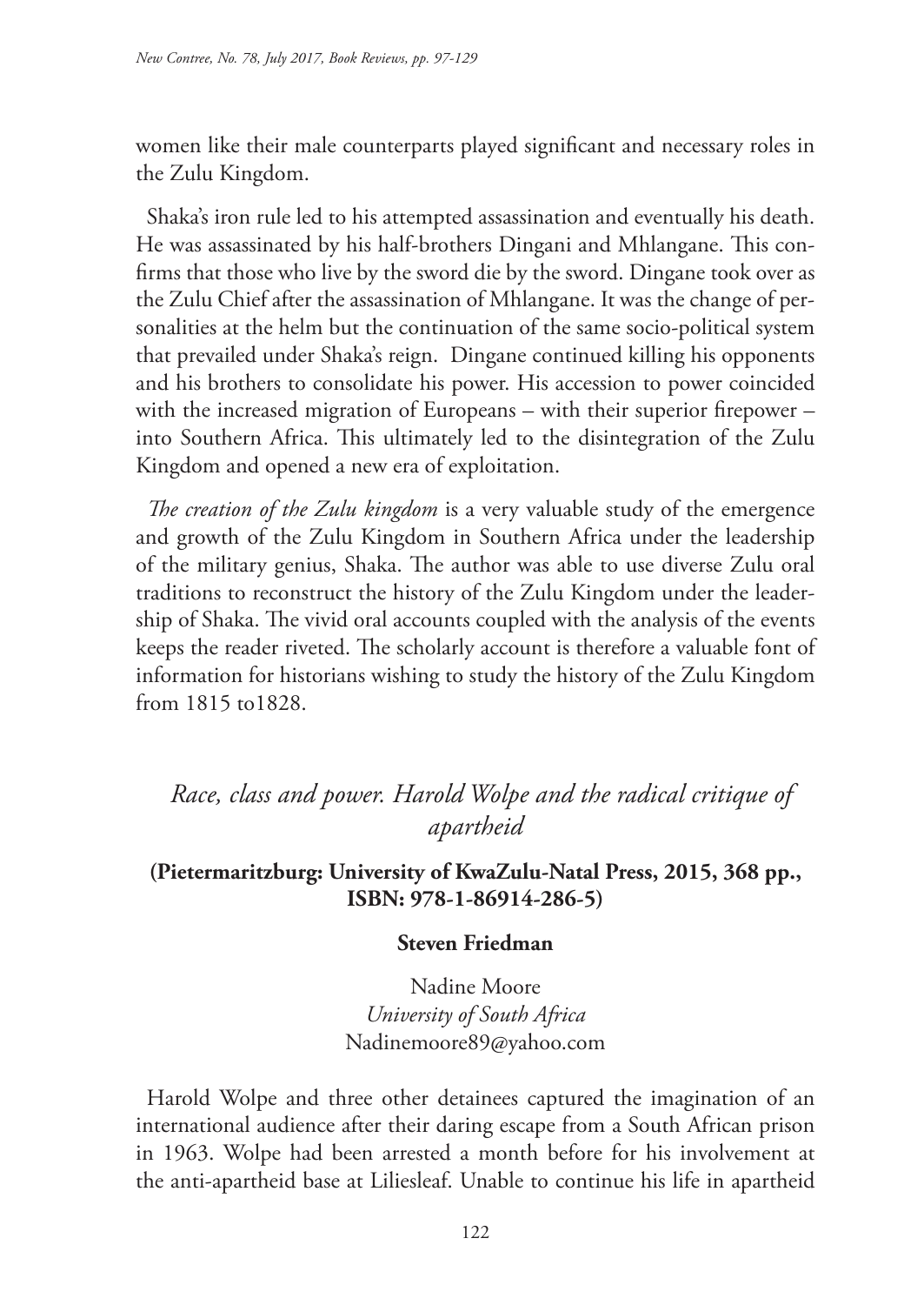women like their male counterparts played significant and necessary roles in the Zulu Kingdom.

Shaka's iron rule led to his attempted assassination and eventually his death. He was assassinated by his half-brothers Dingani and Mhlangane. This confirms that those who live by the sword die by the sword. Dingane took over as the Zulu Chief after the assassination of Mhlangane. It was the change of personalities at the helm but the continuation of the same socio-political system that prevailed under Shaka's reign. Dingane continued killing his opponents and his brothers to consolidate his power. His accession to power coincided with the increased migration of Europeans – with their superior firepower – into Southern Africa. This ultimately led to the disintegration of the Zulu Kingdom and opened a new era of exploitation.

*The creation of the Zulu kingdom* is a very valuable study of the emergence and growth of the Zulu Kingdom in Southern Africa under the leadership of the military genius, Shaka. The author was able to use diverse Zulu oral traditions to reconstruct the history of the Zulu Kingdom under the leadership of Shaka. The vivid oral accounts coupled with the analysis of the events keeps the reader riveted. The scholarly account is therefore a valuable font of information for historians wishing to study the history of the Zulu Kingdom from 1815 to1828.

## *Race, class and power. Harold Wolpe and the radical critique of apartheid*

**(Pietermaritzburg: University of KwaZulu-Natal Press, 2015, 368 pp., ISBN: 978-1-86914-286-5)**

**Steven Friedman**

Nadine Moore
*University of South Africa*
Nadinemoore89@yahoo.com

Harold Wolpe and three other detainees captured the imagination of an international audience after their daring escape from a South African prison in 1963. Wolpe had been arrested a month before for his involvement at the anti-apartheid base at Liliesleaf. Unable to continue his life in apartheid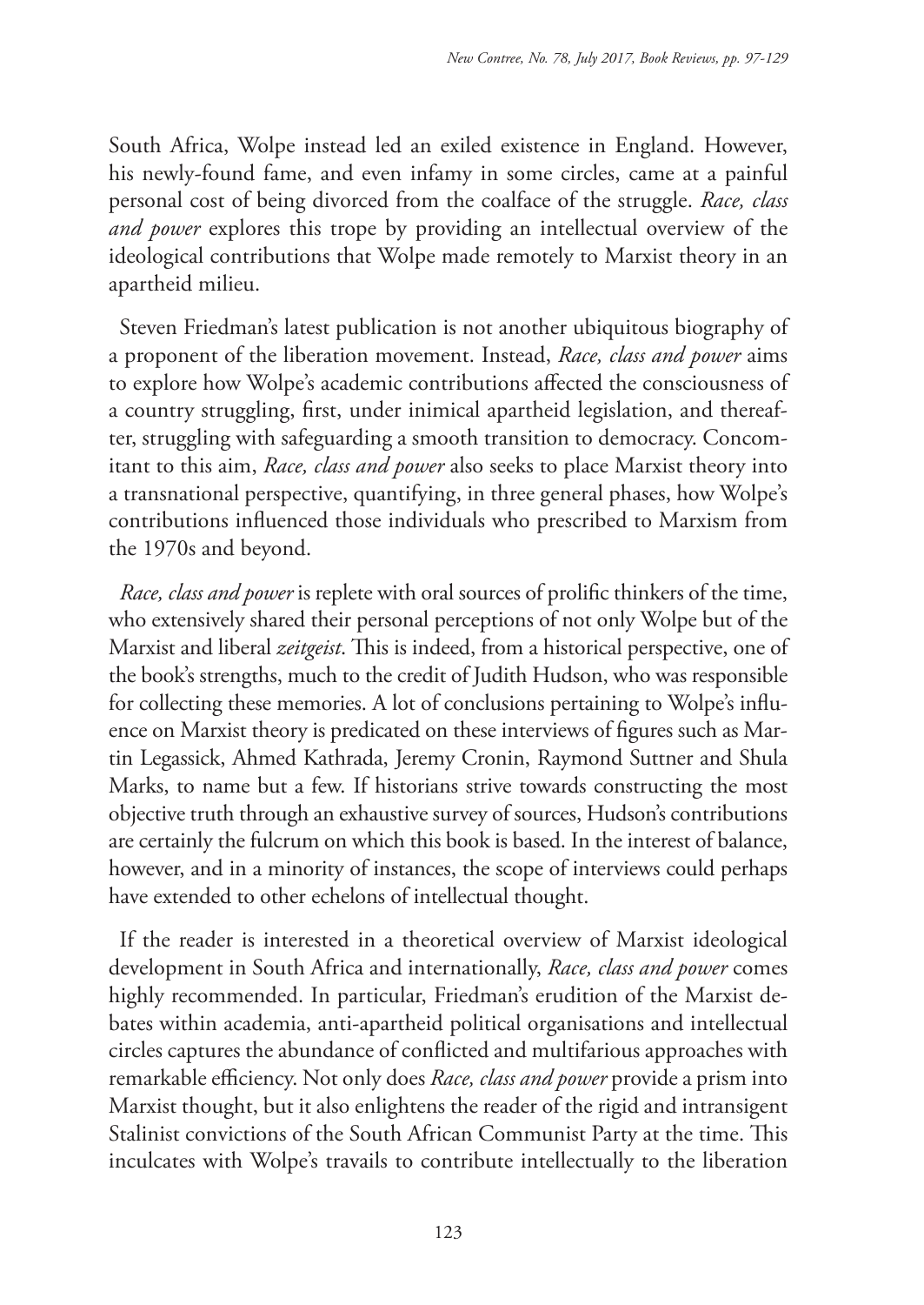South Africa, Wolpe instead led an exiled existence in England. However, his newly-found fame, and even infamy in some circles, came at a painful personal cost of being divorced from the coalface of the struggle. *Race, class and power* explores this trope by providing an intellectual overview of the ideological contributions that Wolpe made remotely to Marxist theory in an apartheid milieu.

Steven Friedman's latest publication is not another ubiquitous biography of a proponent of the liberation movement. Instead, *Race, class and power* aims to explore how Wolpe's academic contributions affected the consciousness of a country struggling, first, under inimical apartheid legislation, and thereafter, struggling with safeguarding a smooth transition to democracy. Concomitant to this aim, *Race, class and power* also seeks to place Marxist theory into a transnational perspective, quantifying, in three general phases, how Wolpe's contributions influenced those individuals who prescribed to Marxism from the 1970s and beyond.

*Race, class and power* is replete with oral sources of prolific thinkers of the time, who extensively shared their personal perceptions of not only Wolpe but of the Marxist and liberal *zeitgeist*. This is indeed, from a historical perspective, one of the book's strengths, much to the credit of Judith Hudson, who was responsible for collecting these memories. A lot of conclusions pertaining to Wolpe's influence on Marxist theory is predicated on these interviews of figures such as Martin Legassick, Ahmed Kathrada, Jeremy Cronin, Raymond Suttner and Shula Marks, to name but a few. If historians strive towards constructing the most objective truth through an exhaustive survey of sources, Hudson's contributions are certainly the fulcrum on which this book is based. In the interest of balance, however, and in a minority of instances, the scope of interviews could perhaps have extended to other echelons of intellectual thought.

If the reader is interested in a theoretical overview of Marxist ideological development in South Africa and internationally, *Race, class and power* comes highly recommended. In particular, Friedman's erudition of the Marxist debates within academia, anti-apartheid political organisations and intellectual circles captures the abundance of conflicted and multifarious approaches with remarkable efficiency. Not only does *Race, class and power* provide a prism into Marxist thought, but it also enlightens the reader of the rigid and intransigent Stalinist convictions of the South African Communist Party at the time. This inculcates with Wolpe's travails to contribute intellectually to the liberation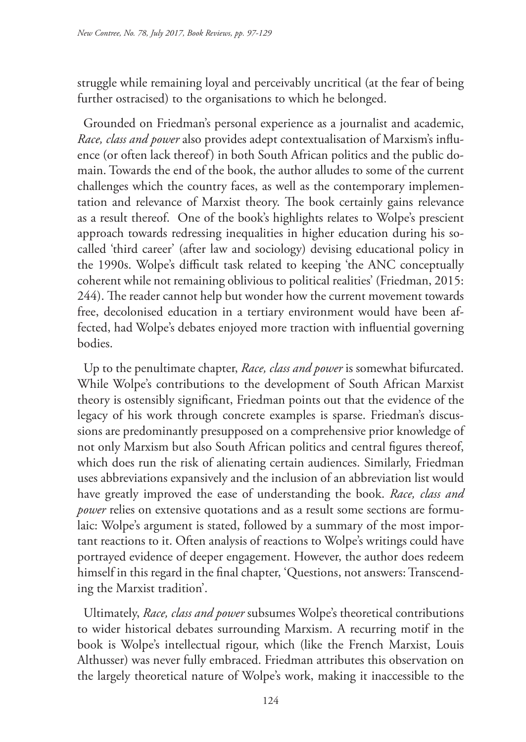struggle while remaining loyal and perceivably uncritical (at the fear of being further ostracised) to the organisations to which he belonged.

Grounded on Friedman's personal experience as a journalist and academic, *Race, class and power* also provides adept contextualisation of Marxism's influence (or often lack thereof) in both South African politics and the public domain. Towards the end of the book, the author alludes to some of the current challenges which the country faces, as well as the contemporary implementation and relevance of Marxist theory. The book certainly gains relevance as a result thereof. One of the book's highlights relates to Wolpe's prescient approach towards redressing inequalities in higher education during his so-called 'third career' (after law and sociology) devising educational policy in the 1990s. Wolpe's difficult task related to keeping 'the ANC conceptually coherent while not remaining oblivious to political realities' (Friedman, 2015: 244). The reader cannot help but wonder how the current movement towards free, decolonised education in a tertiary environment would have been affected, had Wolpe's debates enjoyed more traction with influential governing bodies.

Up to the penultimate chapter, *Race, class and power* is somewhat bifurcated. While Wolpe's contributions to the development of South African Marxist theory is ostensibly significant, Friedman points out that the evidence of the legacy of his work through concrete examples is sparse. Friedman's discussions are predominantly presupposed on a comprehensive prior knowledge of not only Marxism but also South African politics and central figures thereof, which does run the risk of alienating certain audiences. Similarly, Friedman uses abbreviations expansively and the inclusion of an abbreviation list would have greatly improved the ease of understanding the book. *Race, class and power* relies on extensive quotations and as a result some sections are formulaic: Wolpe's argument is stated, followed by a summary of the most important reactions to it. Often analysis of reactions to Wolpe's writings could have portrayed evidence of deeper engagement. However, the author does redeem himself in this regard in the final chapter, 'Questions, not answers: Transcending the Marxist tradition'.

Ultimately, *Race, class and power* subsumes Wolpe's theoretical contributions to wider historical debates surrounding Marxism. A recurring motif in the book is Wolpe's intellectual rigour, which (like the French Marxist, Louis Althusser) was never fully embraced. Friedman attributes this observation on the largely theoretical nature of Wolpe's work, making it inaccessible to the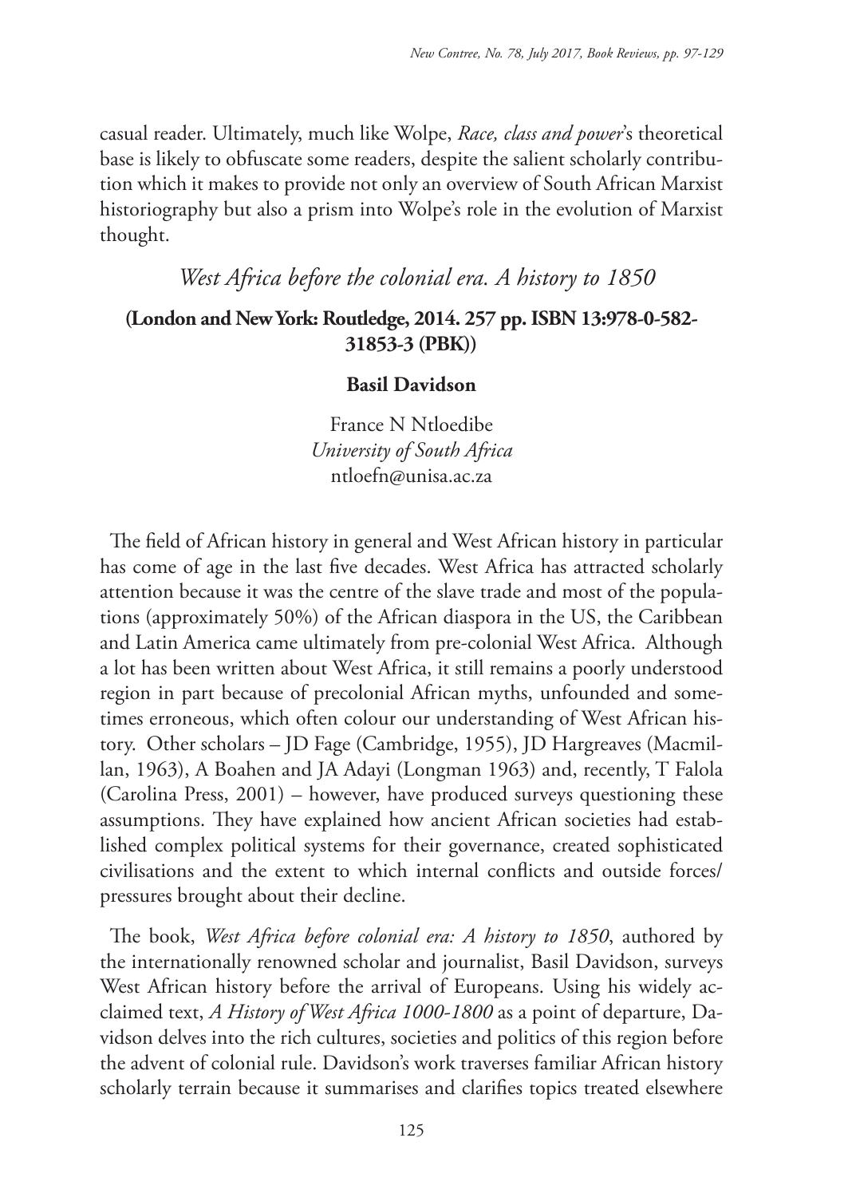casual reader. Ultimately, much like Wolpe, *Race, class and power*'s theoretical base is likely to obfuscate some readers, despite the salient scholarly contribution which it makes to provide not only an overview of South African Marxist historiography but also a prism into Wolpe's role in the evolution of Marxist thought.

## *West Africa before the colonial era. A history to 1850*

**(London and New York: Routledge, 2014. 257 pp. ISBN 13:978-0-582-31853-3 (PBK))**

**Basil Davidson**

France N Ntloedibe
*University of South Africa*
ntloefn@unisa.ac.za

The field of African history in general and West African history in particular has come of age in the last five decades. West Africa has attracted scholarly attention because it was the centre of the slave trade and most of the populations (approximately 50%) of the African diaspora in the US, the Caribbean and Latin America came ultimately from pre-colonial West Africa. Although a lot has been written about West Africa, it still remains a poorly understood region in part because of precolonial African myths, unfounded and sometimes erroneous, which often colour our understanding of West African history. Other scholars – JD Fage (Cambridge, 1955), JD Hargreaves (Macmillan, 1963), A Boahen and JA Adayi (Longman 1963) and, recently, T Falola (Carolina Press, 2001) – however, have produced surveys questioning these assumptions. They have explained how ancient African societies had established complex political systems for their governance, created sophisticated civilisations and the extent to which internal conflicts and outside forces/pressures brought about their decline.

The book, *West Africa before colonial era: A history to 1850*, authored by the internationally renowned scholar and journalist, Basil Davidson, surveys West African history before the arrival of Europeans. Using his widely acclaimed text, *A History of West Africa 1000-1800* as a point of departure, Davidson delves into the rich cultures, societies and politics of this region before the advent of colonial rule. Davidson's work traverses familiar African history scholarly terrain because it summarises and clarifies topics treated elsewhere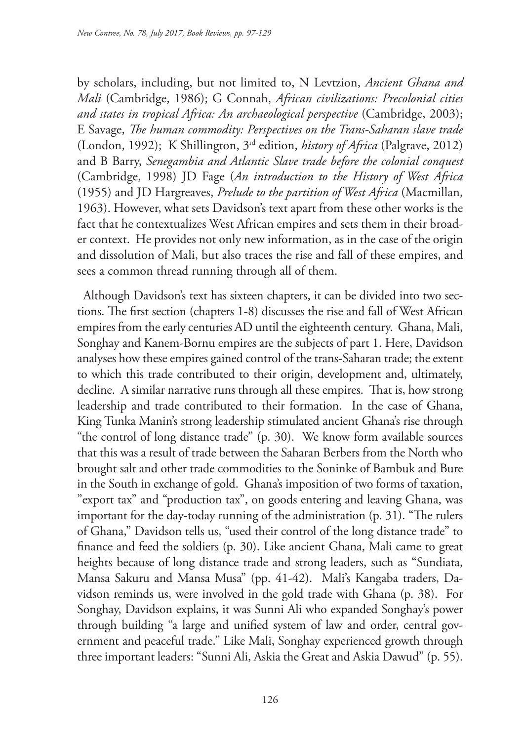by scholars, including, but not limited to, N Levtzion, *Ancient Ghana and Mali* (Cambridge, 1986); G Connah, *African civilizations: Precolonial cities and states in tropical Africa: An archaeological perspective* (Cambridge, 2003); E Savage, *The human commodity: Perspectives on the Trans-Saharan slave trade* (London, 1992); K Shillington, 3rd edition, *history of Africa* (Palgrave, 2012) and B Barry, *Senegambia and Atlantic Slave trade before the colonial conquest* (Cambridge, 1998) JD Fage (*An introduction to the History of West Africa* (1955) and JD Hargreaves, *Prelude to the partition of West Africa* (Macmillan, 1963). However, what sets Davidson's text apart from these other works is the fact that he contextualizes West African empires and sets them in their broader context. He provides not only new information, as in the case of the origin and dissolution of Mali, but also traces the rise and fall of these empires, and sees a common thread running through all of them.

Although Davidson's text has sixteen chapters, it can be divided into two sections. The first section (chapters 1-8) discusses the rise and fall of West African empires from the early centuries AD until the eighteenth century. Ghana, Mali, Songhay and Kanem-Bornu empires are the subjects of part 1. Here, Davidson analyses how these empires gained control of the trans-Saharan trade; the extent to which this trade contributed to their origin, development and, ultimately, decline. A similar narrative runs through all these empires. That is, how strong leadership and trade contributed to their formation. In the case of Ghana, King Tunka Manin's strong leadership stimulated ancient Ghana's rise through "the control of long distance trade" (p. 30). We know form available sources that this was a result of trade between the Saharan Berbers from the North who brought salt and other trade commodities to the Soninke of Bambuk and Bure in the South in exchange of gold. Ghana's imposition of two forms of taxation, "export tax" and "production tax", on goods entering and leaving Ghana, was important for the day-today running of the administration (p. 31). "The rulers of Ghana," Davidson tells us, "used their control of the long distance trade" to finance and feed the soldiers (p. 30). Like ancient Ghana, Mali came to great heights because of long distance trade and strong leaders, such as "Sundiata, Mansa Sakuru and Mansa Musa" (pp. 41-42). Mali's Kangaba traders, Davidson reminds us, were involved in the gold trade with Ghana (p. 38). For Songhay, Davidson explains, it was Sunni Ali who expanded Songhay's power through building "a large and unified system of law and order, central government and peaceful trade." Like Mali, Songhay experienced growth through three important leaders: "Sunni Ali, Askia the Great and Askia Dawud" (p. 55).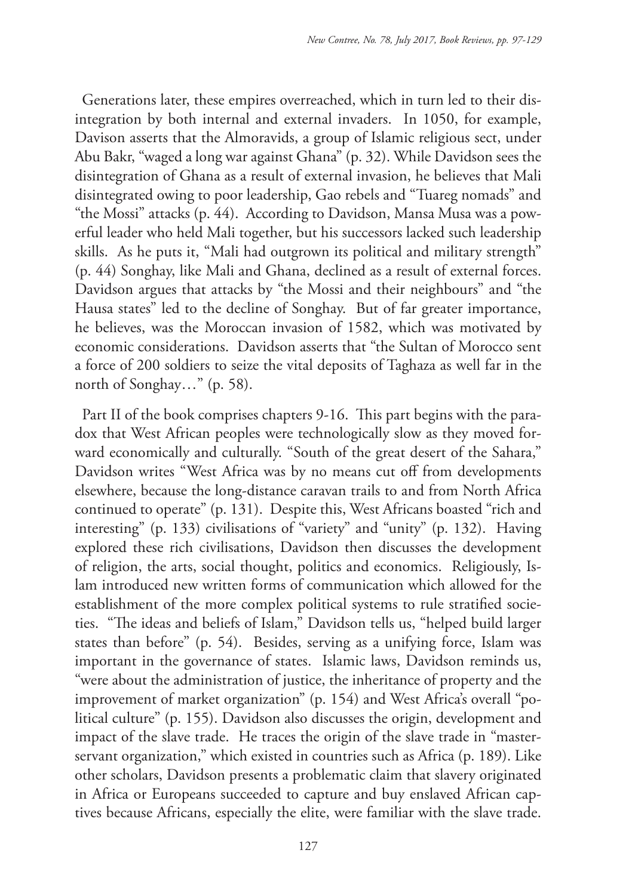Generations later, these empires overreached, which in turn led to their disintegration by both internal and external invaders. In 1050, for example, Davison asserts that the Almoravids, a group of Islamic religious sect, under Abu Bakr, "waged a long war against Ghana" (p. 32). While Davidson sees the disintegration of Ghana as a result of external invasion, he believes that Mali disintegrated owing to poor leadership, Gao rebels and "Tuareg nomads" and "the Mossi" attacks (p. 44). According to Davidson, Mansa Musa was a powerful leader who held Mali together, but his successors lacked such leadership skills. As he puts it, "Mali had outgrown its political and military strength" (p. 44) Songhay, like Mali and Ghana, declined as a result of external forces. Davidson argues that attacks by "the Mossi and their neighbours" and "the Hausa states" led to the decline of Songhay. But of far greater importance, he believes, was the Moroccan invasion of 1582, which was motivated by economic considerations. Davidson asserts that "the Sultan of Morocco sent a force of 200 soldiers to seize the vital deposits of Taghaza as well far in the north of Songhay…" (p. 58).

Part II of the book comprises chapters 9-16. This part begins with the paradox that West African peoples were technologically slow as they moved forward economically and culturally. "South of the great desert of the Sahara," Davidson writes "West Africa was by no means cut off from developments elsewhere, because the long-distance caravan trails to and from North Africa continued to operate" (p. 131). Despite this, West Africans boasted "rich and interesting" (p. 133) civilisations of "variety" and "unity" (p. 132). Having explored these rich civilisations, Davidson then discusses the development of religion, the arts, social thought, politics and economics. Religiously, Islam introduced new written forms of communication which allowed for the establishment of the more complex political systems to rule stratified societies. "The ideas and beliefs of Islam," Davidson tells us, "helped build larger states than before" (p. 54). Besides, serving as a unifying force, Islam was important in the governance of states. Islamic laws, Davidson reminds us, "were about the administration of justice, the inheritance of property and the improvement of market organization" (p. 154) and West Africa's overall "political culture" (p. 155). Davidson also discusses the origin, development and impact of the slave trade. He traces the origin of the slave trade in "master-servant organization," which existed in countries such as Africa (p. 189). Like other scholars, Davidson presents a problematic claim that slavery originated in Africa or Europeans succeeded to capture and buy enslaved African captives because Africans, especially the elite, were familiar with the slave trade.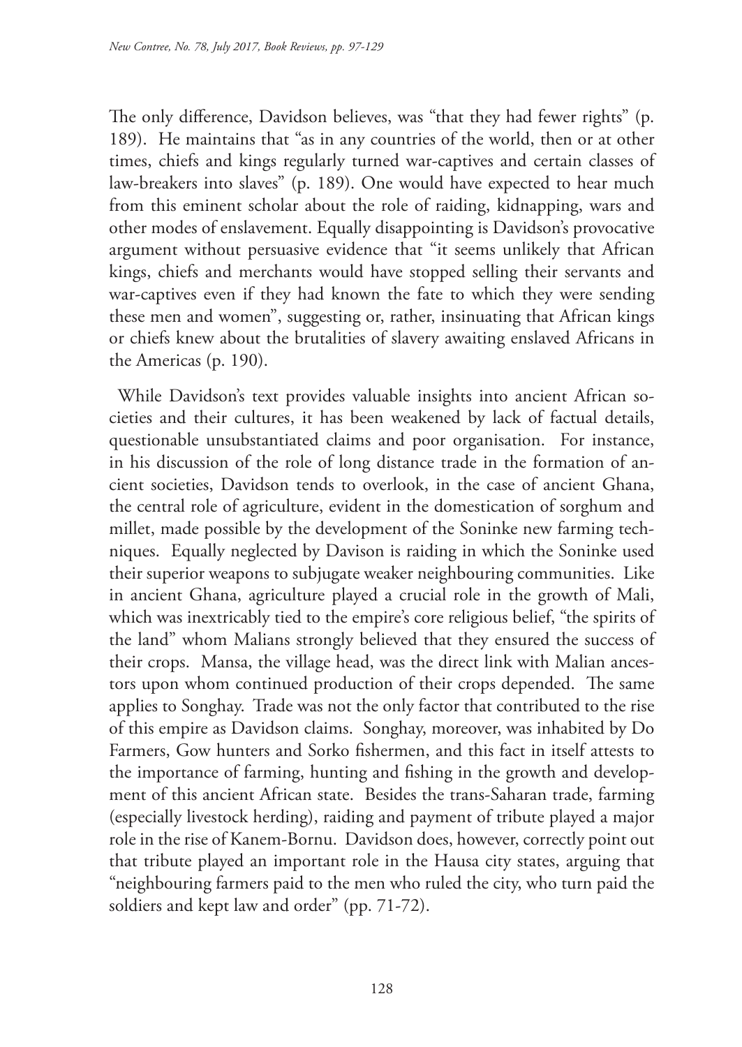The only difference, Davidson believes, was "that they had fewer rights" (p. 189). He maintains that "as in any countries of the world, then or at other times, chiefs and kings regularly turned war-captives and certain classes of law-breakers into slaves" (p. 189). One would have expected to hear much from this eminent scholar about the role of raiding, kidnapping, wars and other modes of enslavement. Equally disappointing is Davidson's provocative argument without persuasive evidence that "it seems unlikely that African kings, chiefs and merchants would have stopped selling their servants and war-captives even if they had known the fate to which they were sending these men and women", suggesting or, rather, insinuating that African kings or chiefs knew about the brutalities of slavery awaiting enslaved Africans in the Americas (p. 190).

While Davidson's text provides valuable insights into ancient African societies and their cultures, it has been weakened by lack of factual details, questionable unsubstantiated claims and poor organisation. For instance, in his discussion of the role of long distance trade in the formation of ancient societies, Davidson tends to overlook, in the case of ancient Ghana, the central role of agriculture, evident in the domestication of sorghum and millet, made possible by the development of the Soninke new farming techniques. Equally neglected by Davison is raiding in which the Soninke used their superior weapons to subjugate weaker neighbouring communities. Like in ancient Ghana, agriculture played a crucial role in the growth of Mali, which was inextricably tied to the empire's core religious belief, "the spirits of the land" whom Malians strongly believed that they ensured the success of their crops. Mansa, the village head, was the direct link with Malian ancestors upon whom continued production of their crops depended. The same applies to Songhay. Trade was not the only factor that contributed to the rise of this empire as Davidson claims. Songhay, moreover, was inhabited by Do Farmers, Gow hunters and Sorko fishermen, and this fact in itself attests to the importance of farming, hunting and fishing in the growth and development of this ancient African state. Besides the trans-Saharan trade, farming (especially livestock herding), raiding and payment of tribute played a major role in the rise of Kanem-Bornu. Davidson does, however, correctly point out that tribute played an important role in the Hausa city states, arguing that "neighbouring farmers paid to the men who ruled the city, who turn paid the soldiers and kept law and order" (pp. 71-72).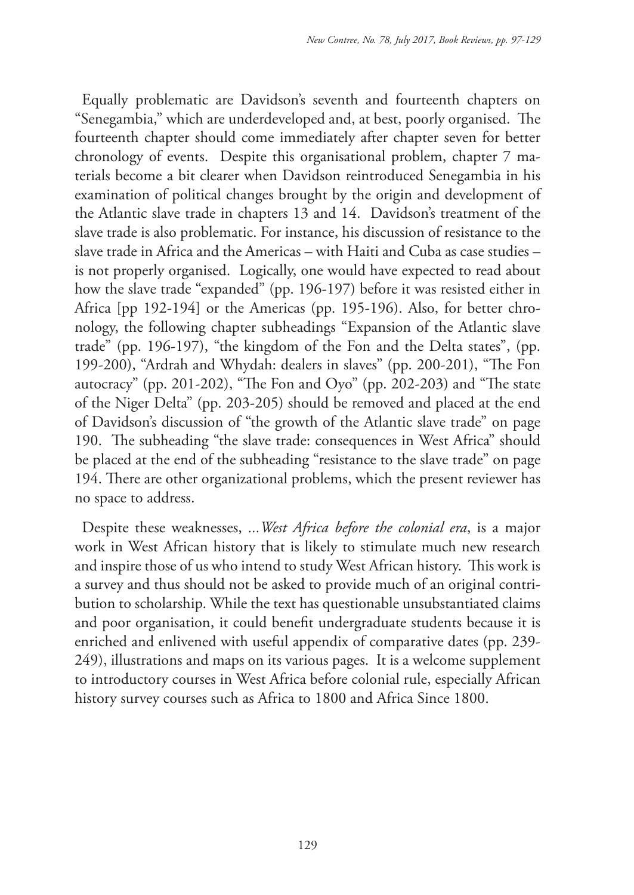Equally problematic are Davidson's seventh and fourteenth chapters on "Senegambia," which are underdeveloped and, at best, poorly organised. The fourteenth chapter should come immediately after chapter seven for better chronology of events. Despite this organisational problem, chapter 7 materials become a bit clearer when Davidson reintroduced Senegambia in his examination of political changes brought by the origin and development of the Atlantic slave trade in chapters 13 and 14. Davidson's treatment of the slave trade is also problematic. For instance, his discussion of resistance to the slave trade in Africa and the Americas – with Haiti and Cuba as case studies – is not properly organised. Logically, one would have expected to read about how the slave trade "expanded" (pp. 196-197) before it was resisted either in Africa [pp 192-194] or the Americas (pp. 195-196). Also, for better chronology, the following chapter subheadings "Expansion of the Atlantic slave trade" (pp. 196-197), "the kingdom of the Fon and the Delta states", (pp. 199-200), "Ardrah and Whydah: dealers in slaves" (pp. 200-201), "The Fon autocracy" (pp. 201-202), "The Fon and Oyo" (pp. 202-203) and "The state of the Niger Delta" (pp. 203-205) should be removed and placed at the end of Davidson's discussion of "the growth of the Atlantic slave trade" on page 190. The subheading "the slave trade: consequences in West Africa" should be placed at the end of the subheading "resistance to the slave trade" on page 194. There are other organizational problems, which the present reviewer has no space to address.

Despite these weaknesses, *...West Africa before the colonial era*, is a major work in West African history that is likely to stimulate much new research and inspire those of us who intend to study West African history. This work is a survey and thus should not be asked to provide much of an original contribution to scholarship. While the text has questionable unsubstantiated claims and poor organisation, it could benefit undergraduate students because it is enriched and enlivened with useful appendix of comparative dates (pp. 239-249), illustrations and maps on its various pages. It is a welcome supplement to introductory courses in West Africa before colonial rule, especially African history survey courses such as Africa to 1800 and Africa Since 1800.